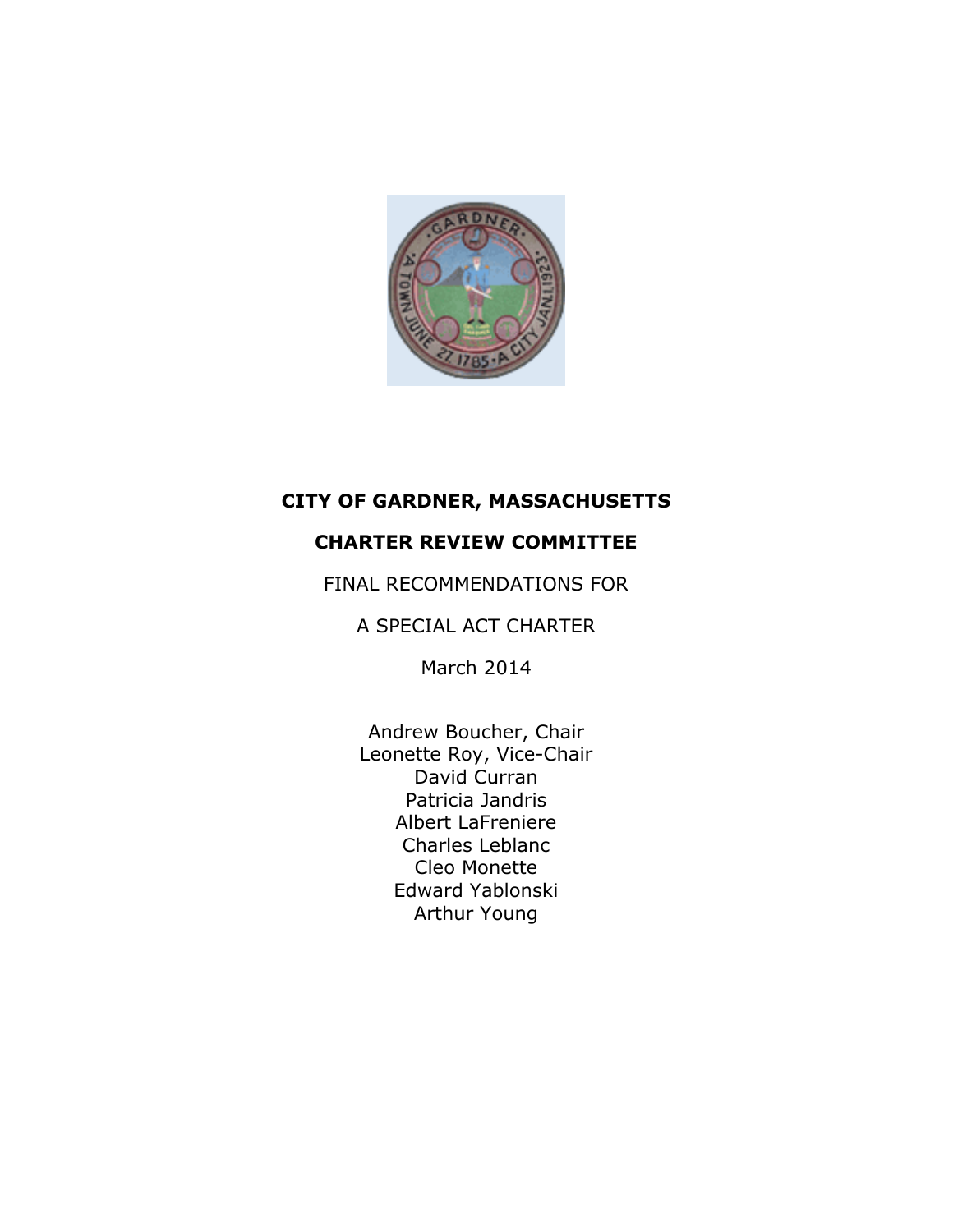**CITY OF GARDNER, MASSACHUSETTS**

**CHARTER REVIEW COMMITTEE**

FINAL RECOMMENDATIONS FOR

A SPECIAL ACT CHARTER

March 2014

Andrew Boucher, Chair
Leonette Roy, Vice-Chair
David Curran
Patricia Jandris
Albert LaFreniere
Charles Leblanc
Cleo Monette
Edward Yablonski
Arthur Young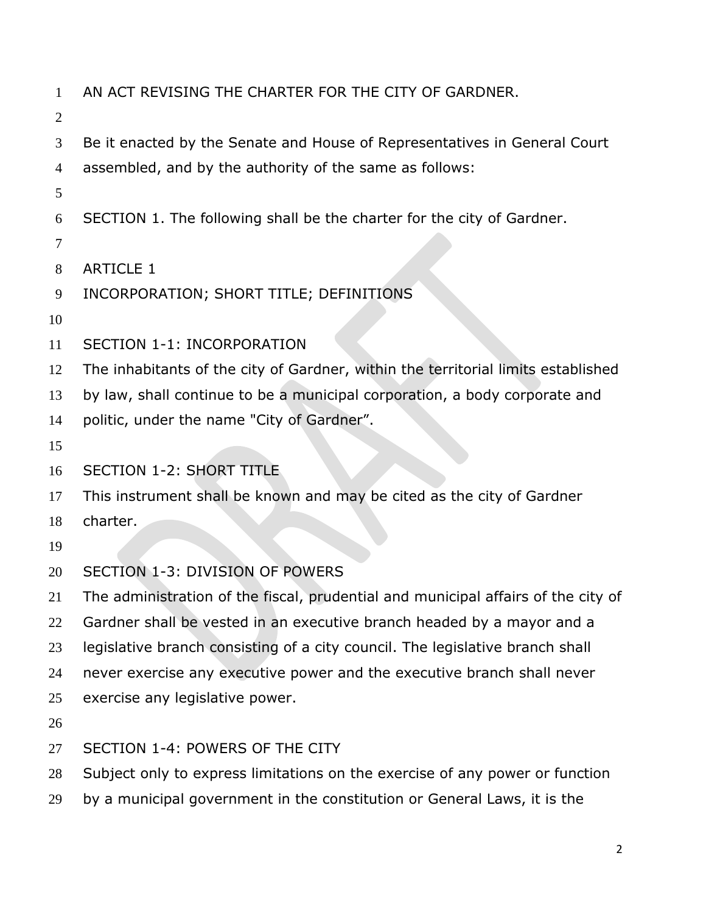AN ACT REVISING THE CHARTER FOR THE CITY OF GARDNER.

Be it enacted by the Senate and House of Representatives in General Court assembled, and by the authority of the same as follows:

SECTION 1. The following shall be the charter for the city of Gardner.

## ARTICLE 1
## INCORPORATION; SHORT TITLE; DEFINITIONS

### SECTION 1-1: INCORPORATION

The inhabitants of the city of Gardner, within the territorial limits established by law, shall continue to be a municipal corporation, a body corporate and politic, under the name "City of Gardner".

### SECTION 1-2: SHORT TITLE

This instrument shall be known and may be cited as the city of Gardner charter.

### SECTION 1-3: DIVISION OF POWERS

The administration of the fiscal, prudential and municipal affairs of the city of Gardner shall be vested in an executive branch headed by a mayor and a legislative branch consisting of a city council. The legislative branch shall never exercise any executive power and the executive branch shall never exercise any legislative power.

### SECTION 1-4: POWERS OF THE CITY

Subject only to express limitations on the exercise of any power or function by a municipal government in the constitution or General Laws, it is the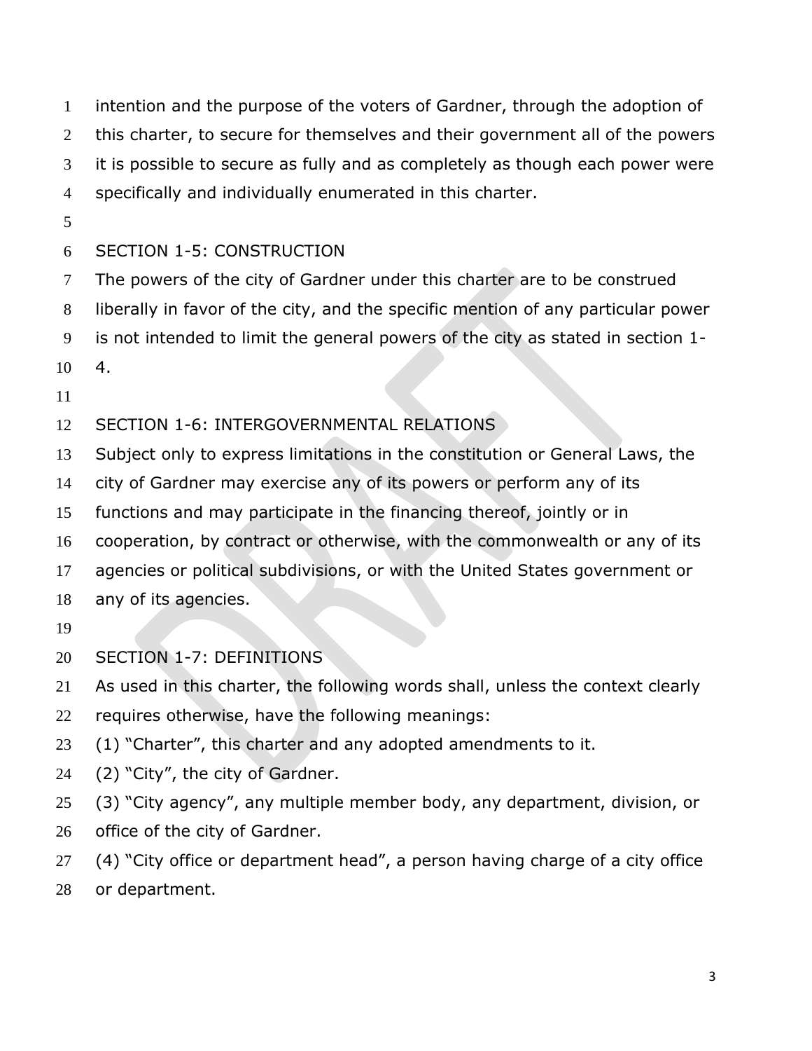intention and the purpose of the voters of Gardner, through the adoption of this charter, to secure for themselves and their government all of the powers it is possible to secure as fully and as completely as though each power were specifically and individually enumerated in this charter.

## SECTION 1-5: CONSTRUCTION

The powers of the city of Gardner under this charter are to be construed liberally in favor of the city, and the specific mention of any particular power is not intended to limit the general powers of the city as stated in section 1-4.

## SECTION 1-6: INTERGOVERNMENTAL RELATIONS

Subject only to express limitations in the constitution or General Laws, the city of Gardner may exercise any of its powers or perform any of its functions and may participate in the financing thereof, jointly or in cooperation, by contract or otherwise, with the commonwealth or any of its agencies or political subdivisions, or with the United States government or any of its agencies.

## SECTION 1-7: DEFINITIONS

As used in this charter, the following words shall, unless the context clearly requires otherwise, have the following meanings:

(1) "Charter", this charter and any adopted amendments to it.

(2) "City", the city of Gardner.

(3) "City agency", any multiple member body, any department, division, or office of the city of Gardner.

(4) "City office or department head", a person having charge of a city office or department.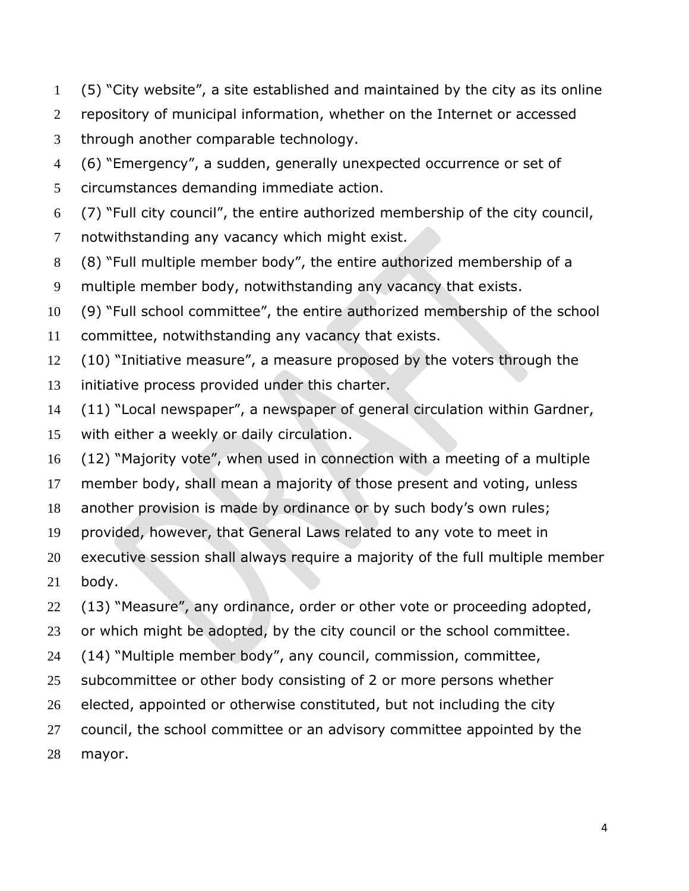(5) “City website”, a site established and maintained by the city as its online repository of municipal information, whether on the Internet or accessed through another comparable technology.

(6) “Emergency”, a sudden, generally unexpected occurrence or set of circumstances demanding immediate action.

(7) “Full city council”, the entire authorized membership of the city council, notwithstanding any vacancy which might exist.

(8) “Full multiple member body”, the entire authorized membership of a multiple member body, notwithstanding any vacancy that exists.

(9) “Full school committee”, the entire authorized membership of the school committee, notwithstanding any vacancy that exists.

(10) “Initiative measure”, a measure proposed by the voters through the initiative process provided under this charter.

(11) “Local newspaper”, a newspaper of general circulation within Gardner, with either a weekly or daily circulation.

(12) “Majority vote”, when used in connection with a meeting of a multiple member body, shall mean a majority of those present and voting, unless another provision is made by ordinance or by such body’s own rules; provided, however, that General Laws related to any vote to meet in executive session shall always require a majority of the full multiple member body.

(13) “Measure”, any ordinance, order or other vote or proceeding adopted, or which might be adopted, by the city council or the school committee.

(14) “Multiple member body”, any council, commission, committee, subcommittee or other body consisting of 2 or more persons whether elected, appointed or otherwise constituted, but not including the city council, the school committee or an advisory committee appointed by the mayor.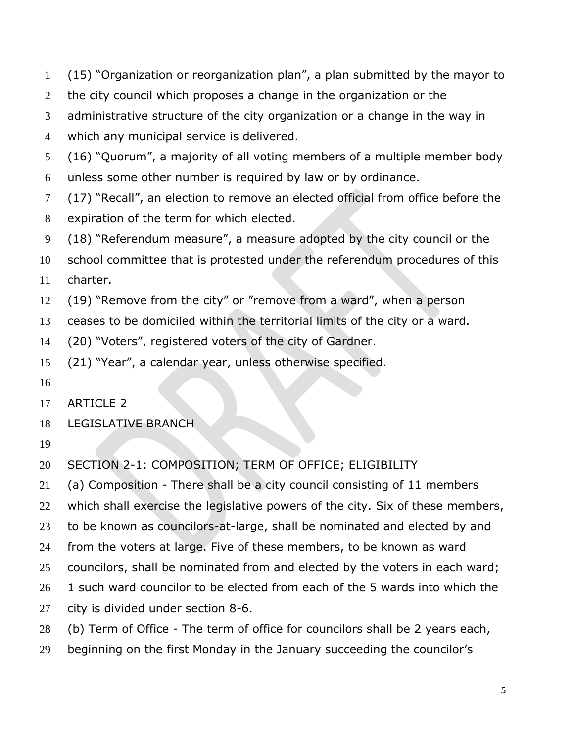(15) "Organization or reorganization plan", a plan submitted by the mayor to the city council which proposes a change in the organization or the administrative structure of the city organization or a change in the way in which any municipal service is delivered.

(16) "Quorum", a majority of all voting members of a multiple member body unless some other number is required by law or by ordinance.

(17) "Recall", an election to remove an elected official from office before the expiration of the term for which elected.

(18) "Referendum measure", a measure adopted by the city council or the school committee that is protested under the referendum procedures of this charter.

(19) "Remove from the city" or "remove from a ward", when a person ceases to be domiciled within the territorial limits of the city or a ward.

(20) "Voters", registered voters of the city of Gardner.

(21) "Year", a calendar year, unless otherwise specified.

## ARTICLE 2
## LEGISLATIVE BRANCH

### SECTION 2-1: COMPOSITION; TERM OF OFFICE; ELIGIBILITY

(a) Composition - There shall be a city council consisting of 11 members which shall exercise the legislative powers of the city. Six of these members, to be known as councilors-at-large, shall be nominated and elected by and from the voters at large. Five of these members, to be known as ward councilors, shall be nominated from and elected by the voters in each ward; 1 such ward councilor to be elected from each of the 5 wards into which the city is divided under section 8-6.

(b) Term of Office - The term of office for councilors shall be 2 years each, beginning on the first Monday in the January succeeding the councilor's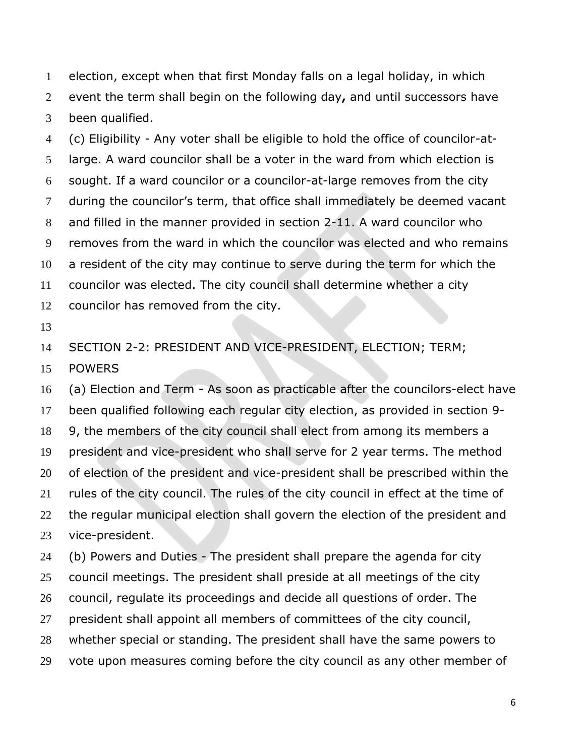election, except when that first Monday falls on a legal holiday, in which event the term shall begin on the following day**,** and until successors have been qualified.

(c) Eligibility - Any voter shall be eligible to hold the office of councilor-at-large. A ward councilor shall be a voter in the ward from which election is sought. If a ward councilor or a councilor-at-large removes from the city during the councilor's term, that office shall immediately be deemed vacant and filled in the manner provided in section 2-11. A ward councilor who removes from the ward in which the councilor was elected and who remains a resident of the city may continue to serve during the term for which the councilor was elected. The city council shall determine whether a city councilor has removed from the city.

## SECTION 2-2: PRESIDENT AND VICE-PRESIDENT, ELECTION; TERM; POWERS

(a) Election and Term - As soon as practicable after the councilors-elect have been qualified following each regular city election, as provided in section 9-9, the members of the city council shall elect from among its members a president and vice-president who shall serve for 2 year terms. The method of election of the president and vice-president shall be prescribed within the rules of the city council. The rules of the city council in effect at the time of the regular municipal election shall govern the election of the president and vice-president.

(b) Powers and Duties - The president shall prepare the agenda for city council meetings. The president shall preside at all meetings of the city council, regulate its proceedings and decide all questions of order. The president shall appoint all members of committees of the city council, whether special or standing. The president shall have the same powers to vote upon measures coming before the city council as any other member of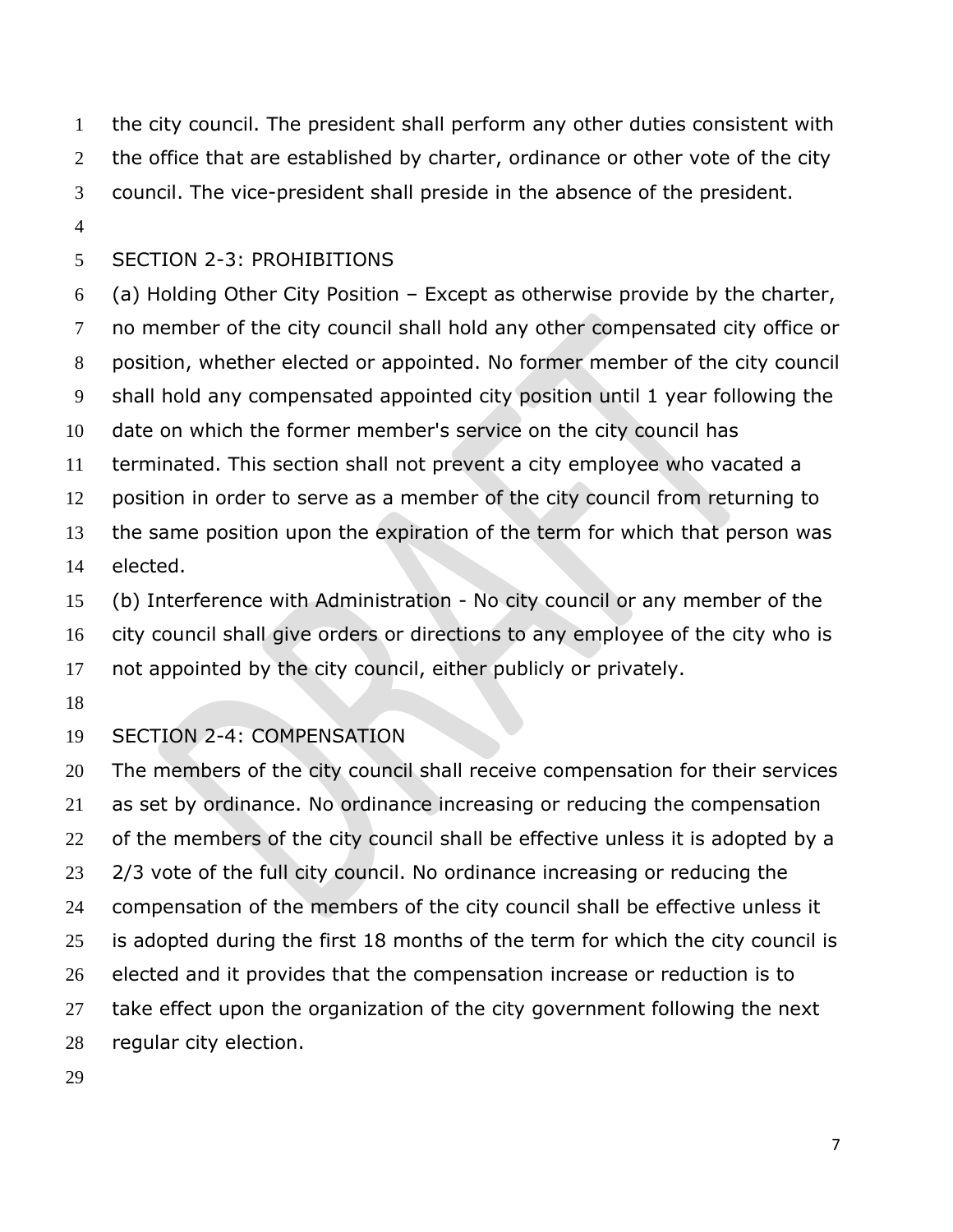the city council. The president shall perform any other duties consistent with the office that are established by charter, ordinance or other vote of the city council. The vice-president shall preside in the absence of the president.

## SECTION 2-3: PROHIBITIONS

(a) Holding Other City Position – Except as otherwise provide by the charter, no member of the city council shall hold any other compensated city office or position, whether elected or appointed. No former member of the city council shall hold any compensated appointed city position until 1 year following the date on which the former member's service on the city council has terminated. This section shall not prevent a city employee who vacated a position in order to serve as a member of the city council from returning to the same position upon the expiration of the term for which that person was elected.

(b) Interference with Administration - No city council or any member of the city council shall give orders or directions to any employee of the city who is not appointed by the city council, either publicly or privately.

## SECTION 2-4: COMPENSATION

The members of the city council shall receive compensation for their services as set by ordinance. No ordinance increasing or reducing the compensation of the members of the city council shall be effective unless it is adopted by a 2/3 vote of the full city council. No ordinance increasing or reducing the compensation of the members of the city council shall be effective unless it is adopted during the first 18 months of the term for which the city council is elected and it provides that the compensation increase or reduction is to take effect upon the organization of the city government following the next regular city election.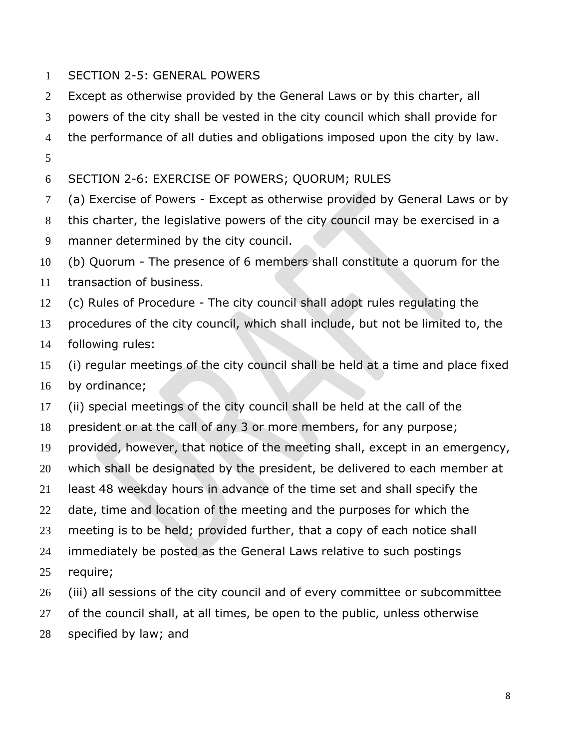## SECTION 2-5: GENERAL POWERS

Except as otherwise provided by the General Laws or by this charter, all powers of the city shall be vested in the city council which shall provide for the performance of all duties and obligations imposed upon the city by law.

## SECTION 2-6: EXERCISE OF POWERS; QUORUM; RULES

(a) Exercise of Powers - Except as otherwise provided by General Laws or by this charter, the legislative powers of the city council may be exercised in a manner determined by the city council.

(b) Quorum - The presence of 6 members shall constitute a quorum for the transaction of business.

(c) Rules of Procedure - The city council shall adopt rules regulating the procedures of the city council, which shall include, but not be limited to, the following rules:

(i) regular meetings of the city council shall be held at a time and place fixed by ordinance;

(ii) special meetings of the city council shall be held at the call of the president or at the call of any 3 or more members, for any purpose; provided, however, that notice of the meeting shall, except in an emergency, which shall be designated by the president, be delivered to each member at least 48 weekday hours in advance of the time set and shall specify the date, time and location of the meeting and the purposes for which the meeting is to be held; provided further, that a copy of each notice shall immediately be posted as the General Laws relative to such postings require;

(iii) all sessions of the city council and of every committee or subcommittee of the council shall, at all times, be open to the public, unless otherwise specified by law; and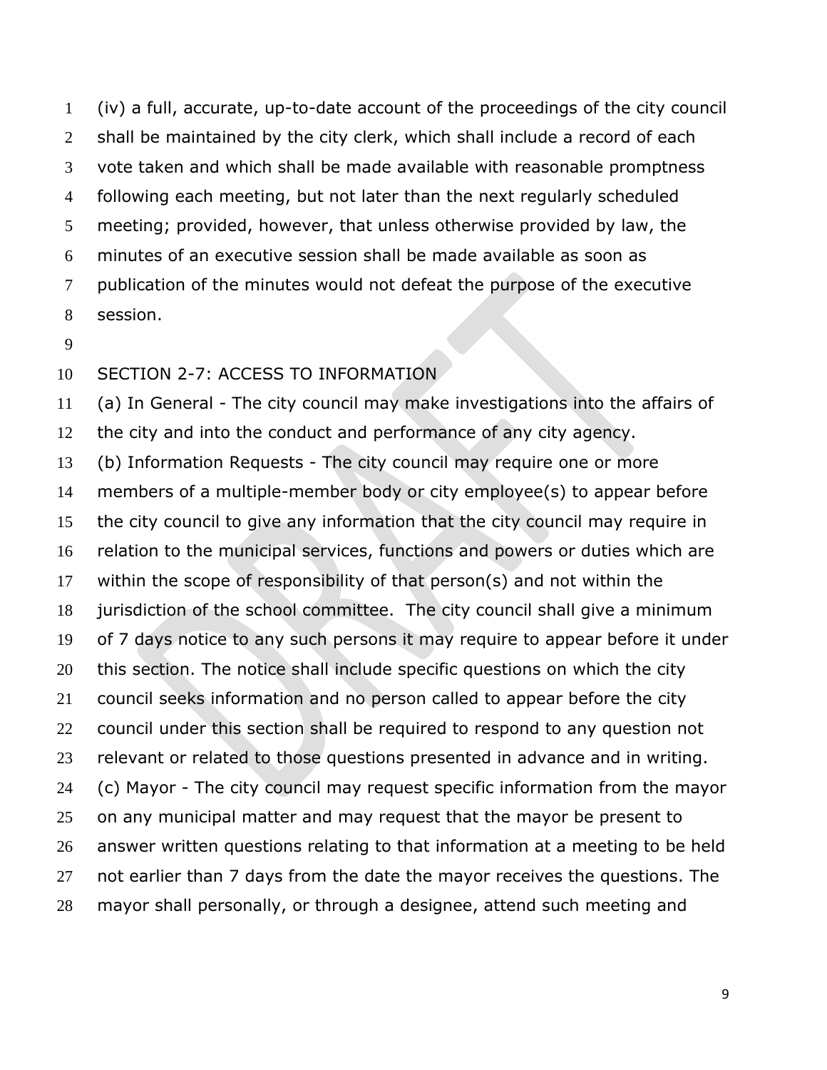(iv) a full, accurate, up-to-date account of the proceedings of the city council shall be maintained by the city clerk, which shall include a record of each vote taken and which shall be made available with reasonable promptness following each meeting, but not later than the next regularly scheduled meeting; provided, however, that unless otherwise provided by law, the minutes of an executive session shall be made available as soon as publication of the minutes would not defeat the purpose of the executive session.

## SECTION 2-7: ACCESS TO INFORMATION

(a) In General - The city council may make investigations into the affairs of the city and into the conduct and performance of any city agency.

(b) Information Requests - The city council may require one or more members of a multiple-member body or city employee(s) to appear before the city council to give any information that the city council may require in relation to the municipal services, functions and powers or duties which are within the scope of responsibility of that person(s) and not within the jurisdiction of the school committee. The city council shall give a minimum of 7 days notice to any such persons it may require to appear before it under this section. The notice shall include specific questions on which the city council seeks information and no person called to appear before the city council under this section shall be required to respond to any question not relevant or related to those questions presented in advance and in writing.

(c) Mayor - The city council may request specific information from the mayor on any municipal matter and may request that the mayor be present to answer written questions relating to that information at a meeting to be held not earlier than 7 days from the date the mayor receives the questions. The mayor shall personally, or through a designee, attend such meeting and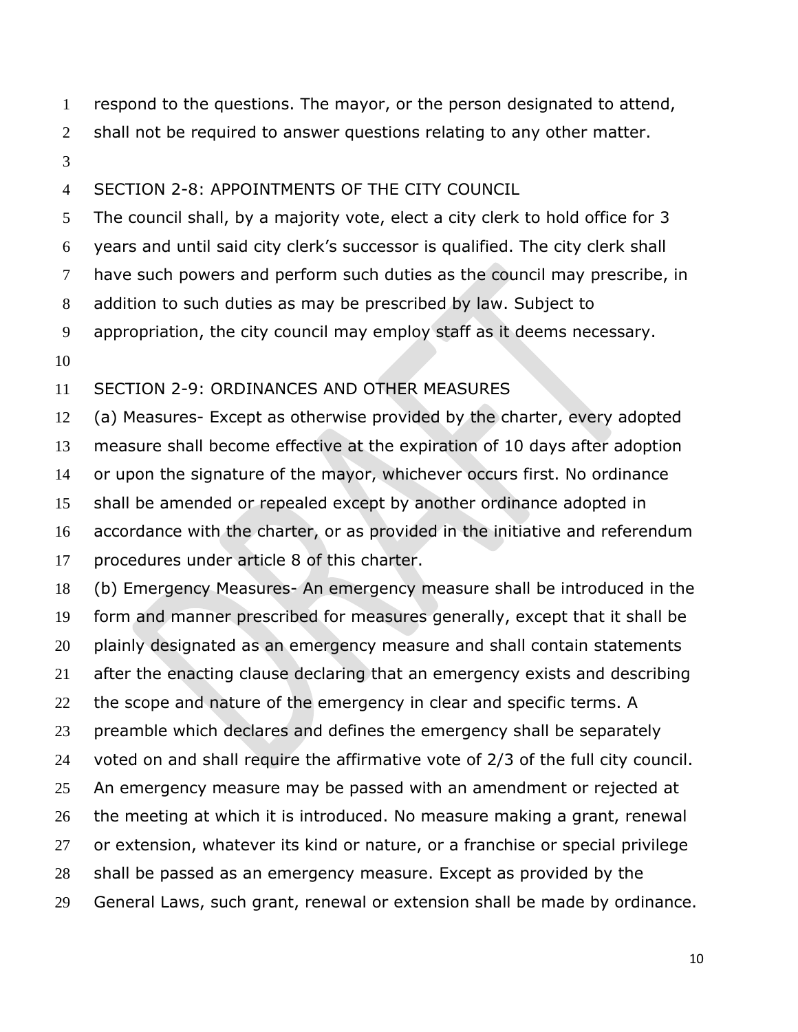respond to the questions. The mayor, or the person designated to attend, shall not be required to answer questions relating to any other matter.

## SECTION 2-8: APPOINTMENTS OF THE CITY COUNCIL

The council shall, by a majority vote, elect a city clerk to hold office for 3 years and until said city clerk's successor is qualified. The city clerk shall have such powers and perform such duties as the council may prescribe, in addition to such duties as may be prescribed by law. Subject to appropriation, the city council may employ staff as it deems necessary.

## SECTION 2-9: ORDINANCES AND OTHER MEASURES

(a) Measures- Except as otherwise provided by the charter, every adopted measure shall become effective at the expiration of 10 days after adoption or upon the signature of the mayor, whichever occurs first. No ordinance shall be amended or repealed except by another ordinance adopted in accordance with the charter, or as provided in the initiative and referendum procedures under article 8 of this charter.

(b) Emergency Measures- An emergency measure shall be introduced in the form and manner prescribed for measures generally, except that it shall be plainly designated as an emergency measure and shall contain statements after the enacting clause declaring that an emergency exists and describing the scope and nature of the emergency in clear and specific terms. A preamble which declares and defines the emergency shall be separately voted on and shall require the affirmative vote of 2/3 of the full city council. An emergency measure may be passed with an amendment or rejected at the meeting at which it is introduced. No measure making a grant, renewal or extension, whatever its kind or nature, or a franchise or special privilege shall be passed as an emergency measure. Except as provided by the General Laws, such grant, renewal or extension shall be made by ordinance.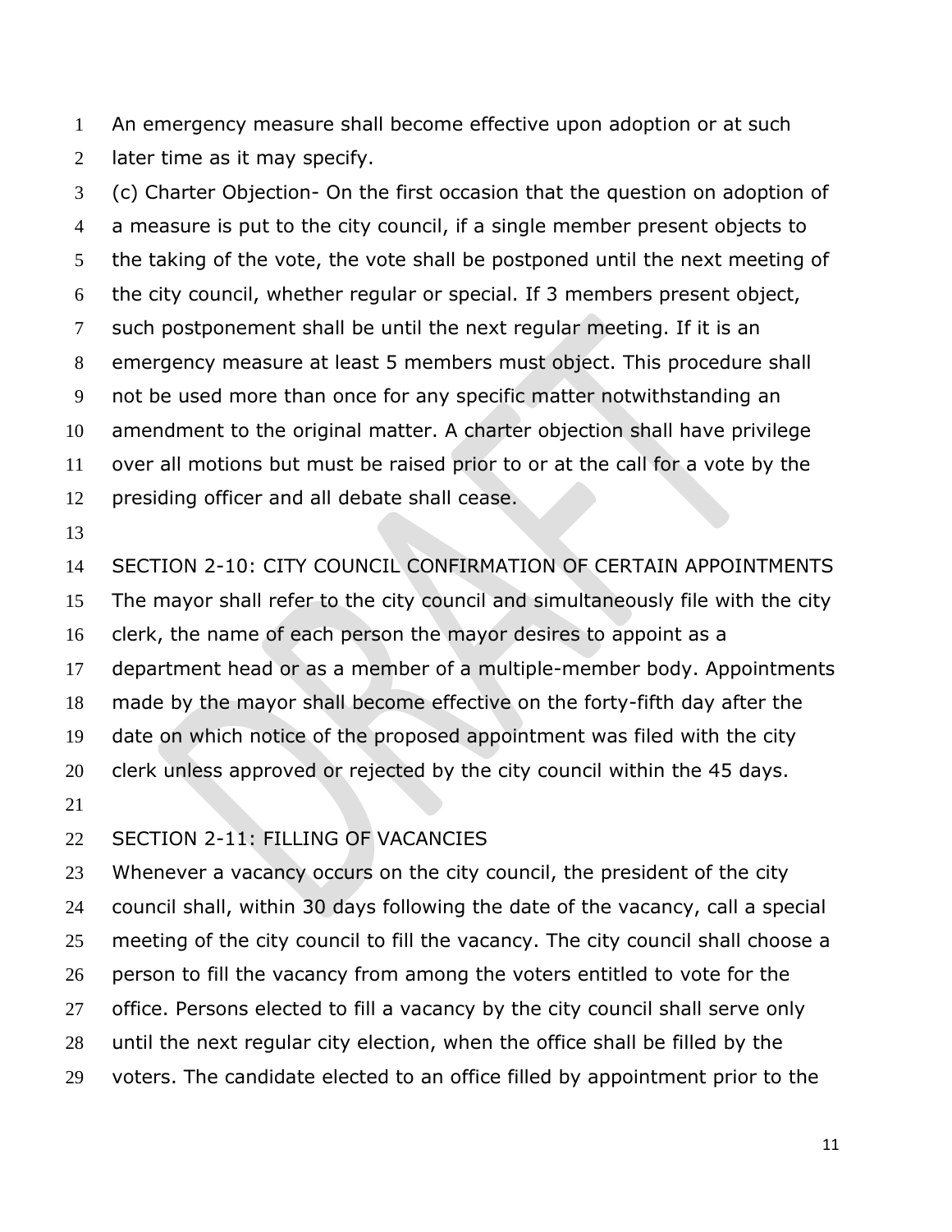An emergency measure shall become effective upon adoption or at such later time as it may specify.

(c) Charter Objection- On the first occasion that the question on adoption of a measure is put to the city council, if a single member present objects to the taking of the vote, the vote shall be postponed until the next meeting of the city council, whether regular or special. If 3 members present object, such postponement shall be until the next regular meeting. If it is an emergency measure at least 5 members must object. This procedure shall not be used more than once for any specific matter notwithstanding an amendment to the original matter. A charter objection shall have privilege over all motions but must be raised prior to or at the call for a vote by the presiding officer and all debate shall cease.

## SECTION 2-10: CITY COUNCIL CONFIRMATION OF CERTAIN APPOINTMENTS

The mayor shall refer to the city council and simultaneously file with the city clerk, the name of each person the mayor desires to appoint as a department head or as a member of a multiple-member body. Appointments made by the mayor shall become effective on the forty-fifth day after the date on which notice of the proposed appointment was filed with the city clerk unless approved or rejected by the city council within the 45 days.

## SECTION 2-11: FILLING OF VACANCIES

Whenever a vacancy occurs on the city council, the president of the city council shall, within 30 days following the date of the vacancy, call a special meeting of the city council to fill the vacancy. The city council shall choose a person to fill the vacancy from among the voters entitled to vote for the office. Persons elected to fill a vacancy by the city council shall serve only until the next regular city election, when the office shall be filled by the voters. The candidate elected to an office filled by appointment prior to the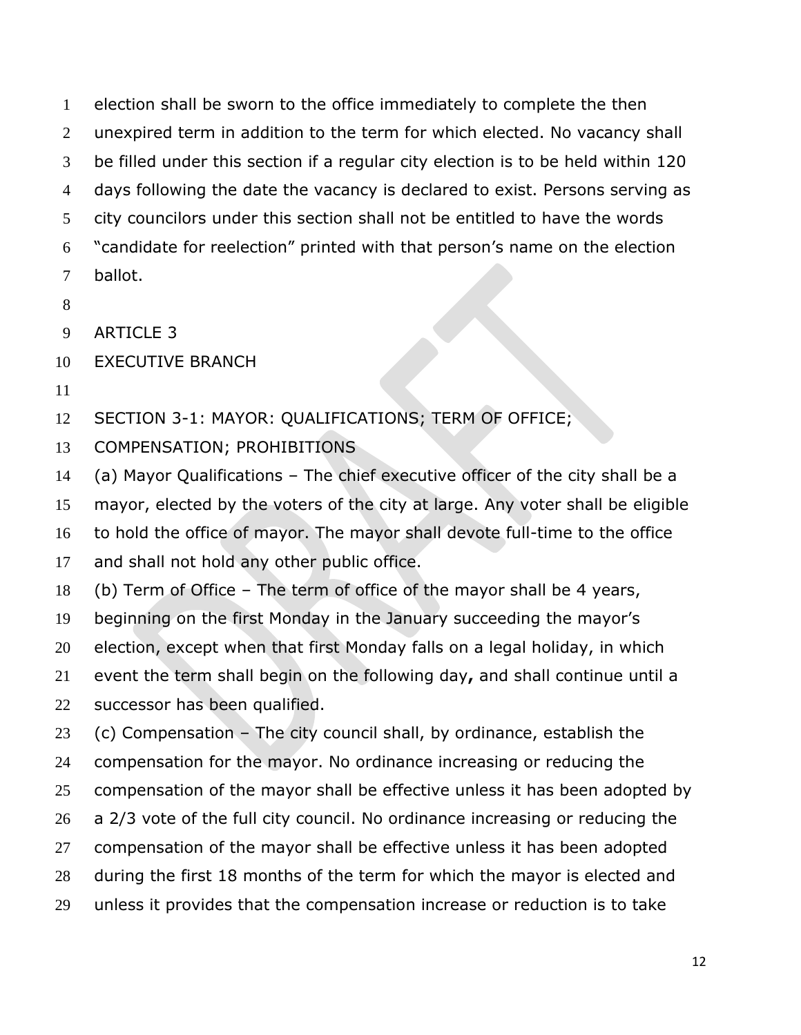election shall be sworn to the office immediately to complete the then unexpired term in addition to the term for which elected. No vacancy shall be filled under this section if a regular city election is to be held within 120 days following the date the vacancy is declared to exist. Persons serving as city councilors under this section shall not be entitled to have the words "candidate for reelection" printed with that person's name on the election ballot.

## ARTICLE 3

## EXECUTIVE BRANCH

### SECTION 3-1: MAYOR: QUALIFICATIONS; TERM OF OFFICE; COMPENSATION; PROHIBITIONS

(a) Mayor Qualifications – The chief executive officer of the city shall be a mayor, elected by the voters of the city at large. Any voter shall be eligible to hold the office of mayor. The mayor shall devote full-time to the office and shall not hold any other public office.

(b) Term of Office – The term of office of the mayor shall be 4 years, beginning on the first Monday in the January succeeding the mayor's election, except when that first Monday falls on a legal holiday, in which event the term shall begin on the following day**,** and shall continue until a successor has been qualified.

(c) Compensation – The city council shall, by ordinance, establish the compensation for the mayor. No ordinance increasing or reducing the compensation of the mayor shall be effective unless it has been adopted by a 2/3 vote of the full city council. No ordinance increasing or reducing the compensation of the mayor shall be effective unless it has been adopted during the first 18 months of the term for which the mayor is elected and unless it provides that the compensation increase or reduction is to take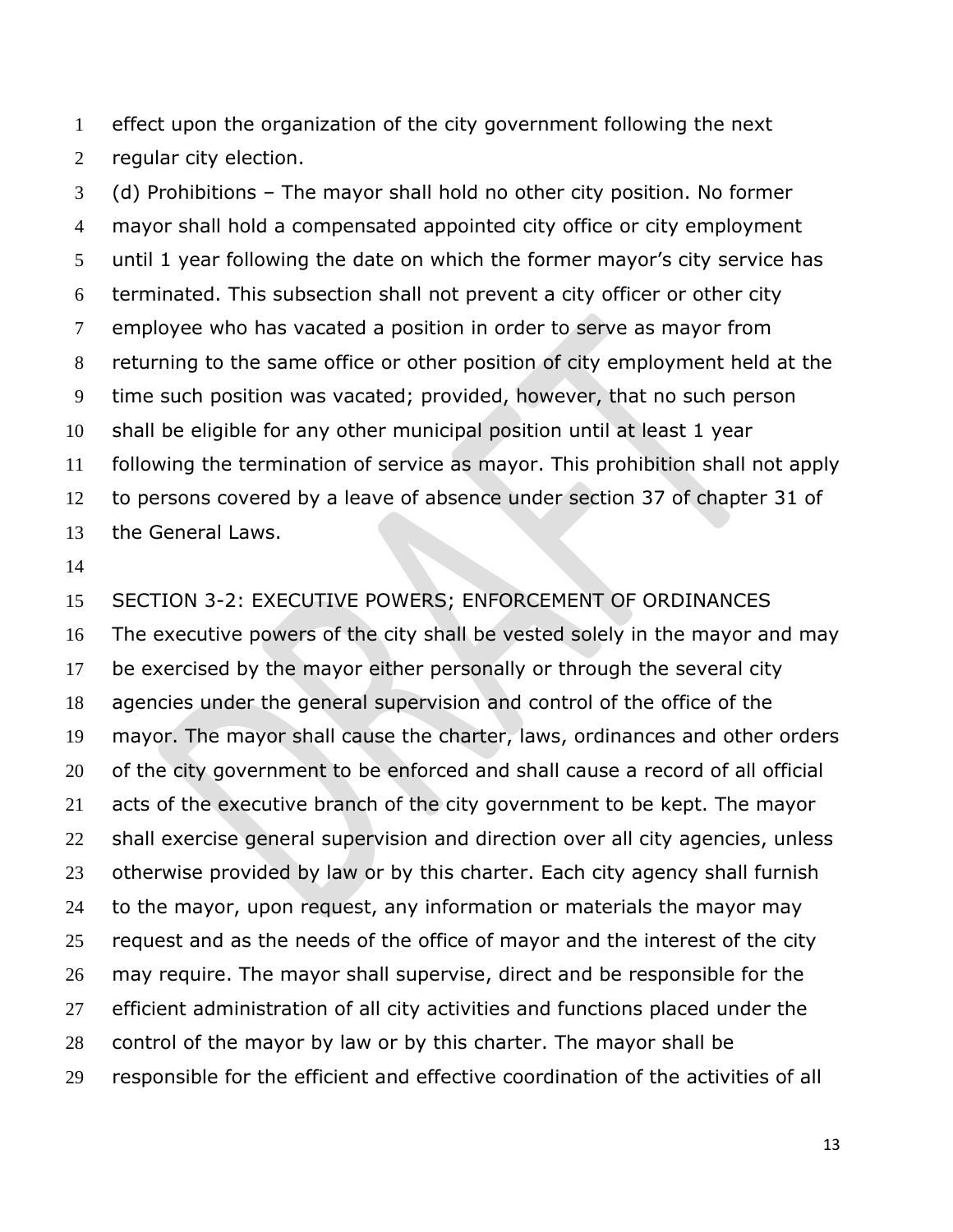effect upon the organization of the city government following the next regular city election.

(d) Prohibitions – The mayor shall hold no other city position. No former mayor shall hold a compensated appointed city office or city employment until 1 year following the date on which the former mayor's city service has terminated. This subsection shall not prevent a city officer or other city employee who has vacated a position in order to serve as mayor from returning to the same office or other position of city employment held at the time such position was vacated; provided, however, that no such person shall be eligible for any other municipal position until at least 1 year following the termination of service as mayor. This prohibition shall not apply to persons covered by a leave of absence under section 37 of chapter 31 of the General Laws.

## SECTION 3-2: EXECUTIVE POWERS; ENFORCEMENT OF ORDINANCES

The executive powers of the city shall be vested solely in the mayor and may be exercised by the mayor either personally or through the several city agencies under the general supervision and control of the office of the mayor. The mayor shall cause the charter, laws, ordinances and other orders of the city government to be enforced and shall cause a record of all official acts of the executive branch of the city government to be kept. The mayor shall exercise general supervision and direction over all city agencies, unless otherwise provided by law or by this charter. Each city agency shall furnish to the mayor, upon request, any information or materials the mayor may request and as the needs of the office of mayor and the interest of the city may require. The mayor shall supervise, direct and be responsible for the efficient administration of all city activities and functions placed under the control of the mayor by law or by this charter. The mayor shall be responsible for the efficient and effective coordination of the activities of all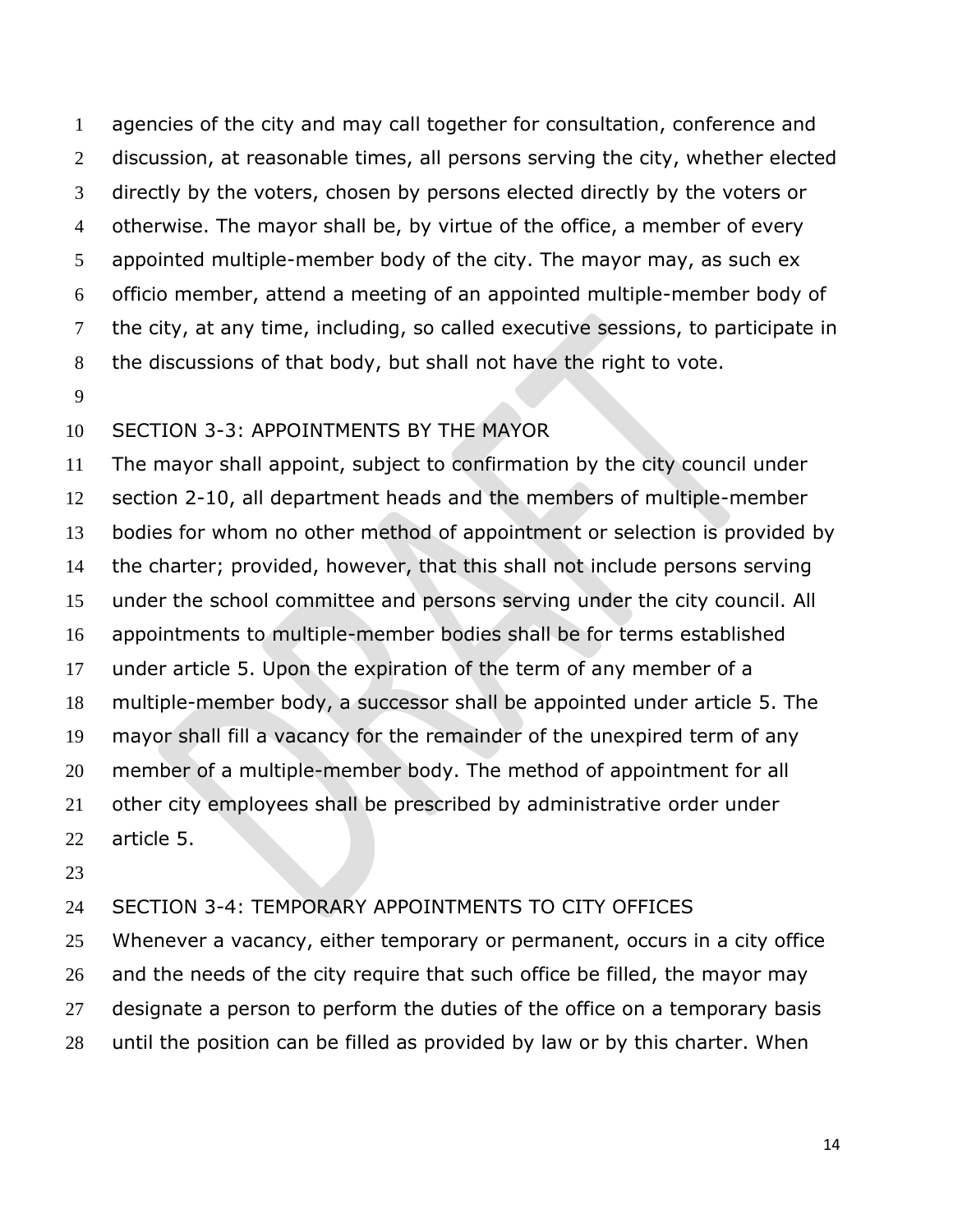agencies of the city and may call together for consultation, conference and discussion, at reasonable times, all persons serving the city, whether elected directly by the voters, chosen by persons elected directly by the voters or otherwise. The mayor shall be, by virtue of the office, a member of every appointed multiple-member body of the city. The mayor may, as such ex officio member, attend a meeting of an appointed multiple-member body of the city, at any time, including, so called executive sessions, to participate in the discussions of that body, but shall not have the right to vote.

## SECTION 3-3: APPOINTMENTS BY THE MAYOR

The mayor shall appoint, subject to confirmation by the city council under section 2-10, all department heads and the members of multiple-member bodies for whom no other method of appointment or selection is provided by the charter; provided, however, that this shall not include persons serving under the school committee and persons serving under the city council. All appointments to multiple-member bodies shall be for terms established under article 5. Upon the expiration of the term of any member of a multiple-member body, a successor shall be appointed under article 5. The mayor shall fill a vacancy for the remainder of the unexpired term of any member of a multiple-member body. The method of appointment for all other city employees shall be prescribed by administrative order under article 5.

## SECTION 3-4: TEMPORARY APPOINTMENTS TO CITY OFFICES

Whenever a vacancy, either temporary or permanent, occurs in a city office and the needs of the city require that such office be filled, the mayor may designate a person to perform the duties of the office on a temporary basis until the position can be filled as provided by law or by this charter. When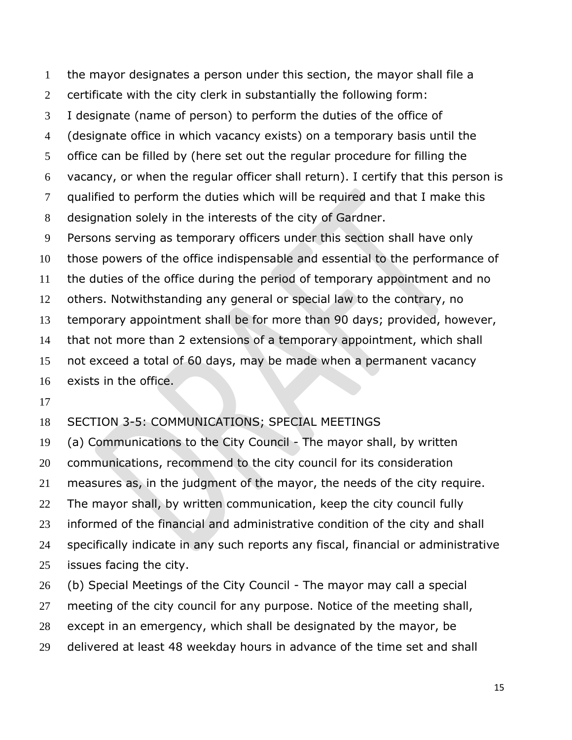the mayor designates a person under this section, the mayor shall file a certificate with the city clerk in substantially the following form:

I designate (name of person) to perform the duties of the office of (designate office in which vacancy exists) on a temporary basis until the office can be filled by (here set out the regular procedure for filling the vacancy, or when the regular officer shall return). I certify that this person is qualified to perform the duties which will be required and that I make this designation solely in the interests of the city of Gardner.

Persons serving as temporary officers under this section shall have only those powers of the office indispensable and essential to the performance of the duties of the office during the period of temporary appointment and no others. Notwithstanding any general or special law to the contrary, no temporary appointment shall be for more than 90 days; provided, however, that not more than 2 extensions of a temporary appointment, which shall not exceed a total of 60 days, may be made when a permanent vacancy exists in the office.

## SECTION 3-5: COMMUNICATIONS; SPECIAL MEETINGS

(a) Communications to the City Council - The mayor shall, by written communications, recommend to the city council for its consideration measures as, in the judgment of the mayor, the needs of the city require. The mayor shall, by written communication, keep the city council fully informed of the financial and administrative condition of the city and shall specifically indicate in any such reports any fiscal, financial or administrative issues facing the city.

(b) Special Meetings of the City Council - The mayor may call a special meeting of the city council for any purpose. Notice of the meeting shall, except in an emergency, which shall be designated by the mayor, be delivered at least 48 weekday hours in advance of the time set and shall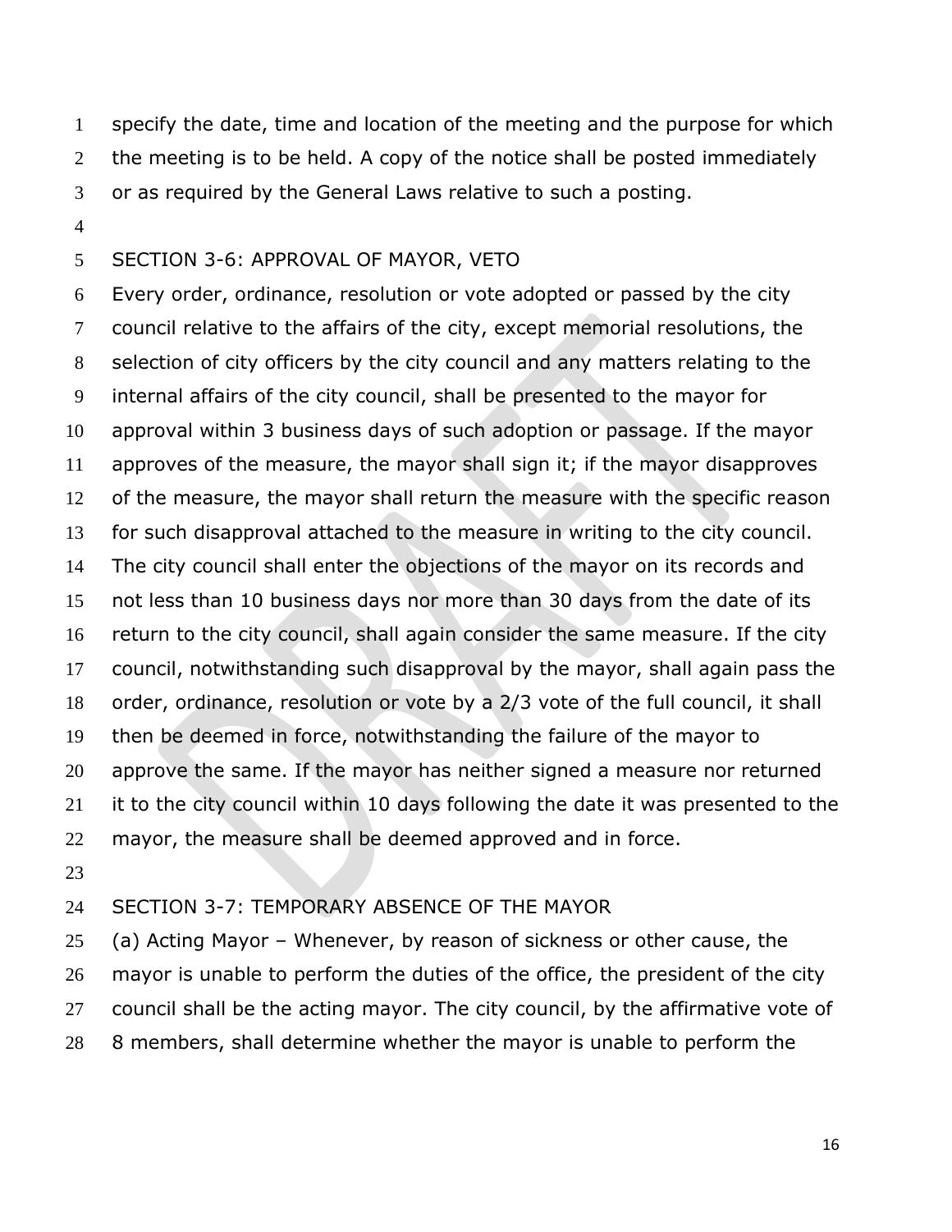specify the date, time and location of the meeting and the purpose for which the meeting is to be held. A copy of the notice shall be posted immediately or as required by the General Laws relative to such a posting.

## SECTION 3-6: APPROVAL OF MAYOR, VETO

Every order, ordinance, resolution or vote adopted or passed by the city council relative to the affairs of the city, except memorial resolutions, the selection of city officers by the city council and any matters relating to the internal affairs of the city council, shall be presented to the mayor for approval within 3 business days of such adoption or passage. If the mayor approves of the measure, the mayor shall sign it; if the mayor disapproves of the measure, the mayor shall return the measure with the specific reason for such disapproval attached to the measure in writing to the city council. The city council shall enter the objections of the mayor on its records and not less than 10 business days nor more than 30 days from the date of its return to the city council, shall again consider the same measure. If the city council, notwithstanding such disapproval by the mayor, shall again pass the order, ordinance, resolution or vote by a 2/3 vote of the full council, it shall then be deemed in force, notwithstanding the failure of the mayor to approve the same. If the mayor has neither signed a measure nor returned it to the city council within 10 days following the date it was presented to the mayor, the measure shall be deemed approved and in force.

## SECTION 3-7: TEMPORARY ABSENCE OF THE MAYOR

(a) Acting Mayor – Whenever, by reason of sickness or other cause, the mayor is unable to perform the duties of the office, the president of the city council shall be the acting mayor. The city council, by the affirmative vote of 8 members, shall determine whether the mayor is unable to perform the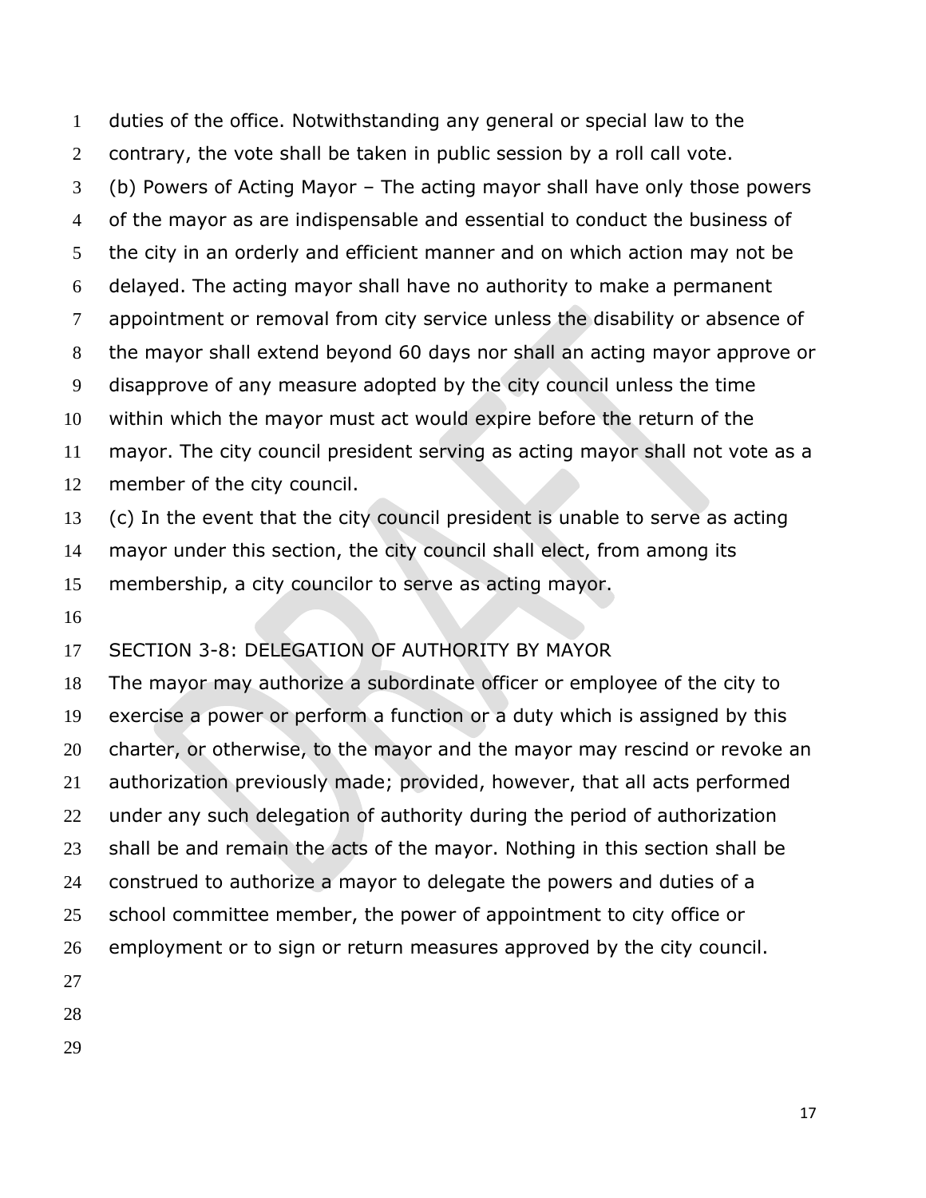duties of the office. Notwithstanding any general or special law to the contrary, the vote shall be taken in public session by a roll call vote.

(b) Powers of Acting Mayor – The acting mayor shall have only those powers of the mayor as are indispensable and essential to conduct the business of the city in an orderly and efficient manner and on which action may not be delayed. The acting mayor shall have no authority to make a permanent appointment or removal from city service unless the disability or absence of the mayor shall extend beyond 60 days nor shall an acting mayor approve or disapprove of any measure adopted by the city council unless the time within which the mayor must act would expire before the return of the mayor. The city council president serving as acting mayor shall not vote as a member of the city council.

(c) In the event that the city council president is unable to serve as acting mayor under this section, the city council shall elect, from among its membership, a city councilor to serve as acting mayor.

## SECTION 3-8: DELEGATION OF AUTHORITY BY MAYOR

The mayor may authorize a subordinate officer or employee of the city to exercise a power or perform a function or a duty which is assigned by this charter, or otherwise, to the mayor and the mayor may rescind or revoke an authorization previously made; provided, however, that all acts performed under any such delegation of authority during the period of authorization shall be and remain the acts of the mayor. Nothing in this section shall be construed to authorize a mayor to delegate the powers and duties of a school committee member, the power of appointment to city office or employment or to sign or return measures approved by the city council.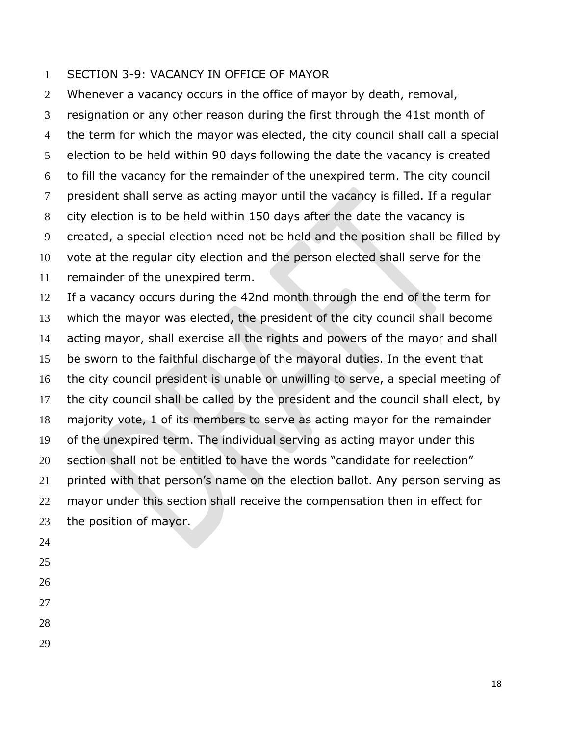## SECTION 3-9: VACANCY IN OFFICE OF MAYOR

Whenever a vacancy occurs in the office of mayor by death, removal, resignation or any other reason during the first through the 41st month of the term for which the mayor was elected, the city council shall call a special election to be held within 90 days following the date the vacancy is created to fill the vacancy for the remainder of the unexpired term. The city council president shall serve as acting mayor until the vacancy is filled. If a regular city election is to be held within 150 days after the date the vacancy is created, a special election need not be held and the position shall be filled by vote at the regular city election and the person elected shall serve for the remainder of the unexpired term.

If a vacancy occurs during the 42nd month through the end of the term for which the mayor was elected, the president of the city council shall become acting mayor, shall exercise all the rights and powers of the mayor and shall be sworn to the faithful discharge of the mayoral duties. In the event that the city council president is unable or unwilling to serve, a special meeting of the city council shall be called by the president and the council shall elect, by majority vote, 1 of its members to serve as acting mayor for the remainder of the unexpired term. The individual serving as acting mayor under this section shall not be entitled to have the words "candidate for reelection" printed with that person's name on the election ballot. Any person serving as mayor under this section shall receive the compensation then in effect for the position of mayor.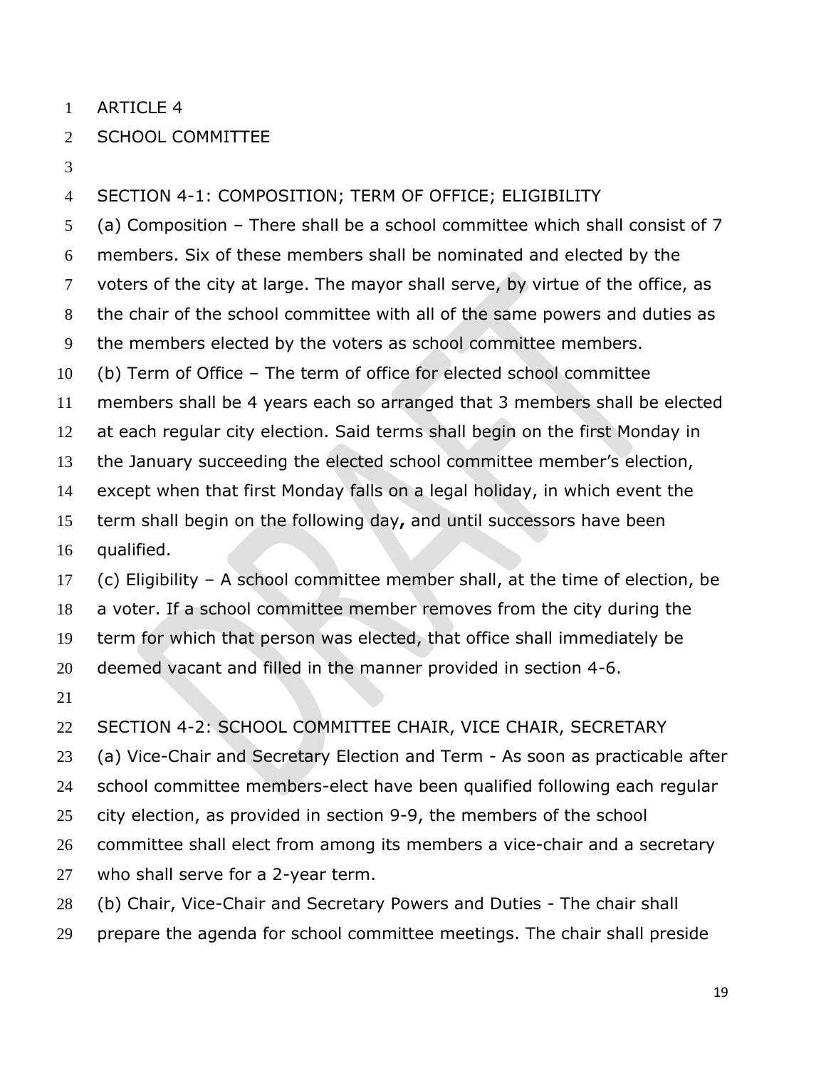# ARTICLE 4

# SCHOOL COMMITTEE

## SECTION 4-1: COMPOSITION; TERM OF OFFICE; ELIGIBILITY

(a) Composition – There shall be a school committee which shall consist of 7 members. Six of these members shall be nominated and elected by the voters of the city at large. The mayor shall serve, by virtue of the office, as the chair of the school committee with all of the same powers and duties as the members elected by the voters as school committee members.

(b) Term of Office – The term of office for elected school committee members shall be 4 years each so arranged that 3 members shall be elected at each regular city election. Said terms shall begin on the first Monday in the January succeeding the elected school committee member's election, except when that first Monday falls on a legal holiday, in which event the term shall begin on the following day**,** and until successors have been qualified.

(c) Eligibility – A school committee member shall, at the time of election, be a voter. If a school committee member removes from the city during the term for which that person was elected, that office shall immediately be deemed vacant and filled in the manner provided in section 4-6.

## SECTION 4-2: SCHOOL COMMITTEE CHAIR, VICE CHAIR, SECRETARY

(a) Vice-Chair and Secretary Election and Term - As soon as practicable after school committee members-elect have been qualified following each regular city election, as provided in section 9-9, the members of the school committee shall elect from among its members a vice-chair and a secretary who shall serve for a 2-year term.

(b) Chair, Vice-Chair and Secretary Powers and Duties - The chair shall prepare the agenda for school committee meetings. The chair shall preside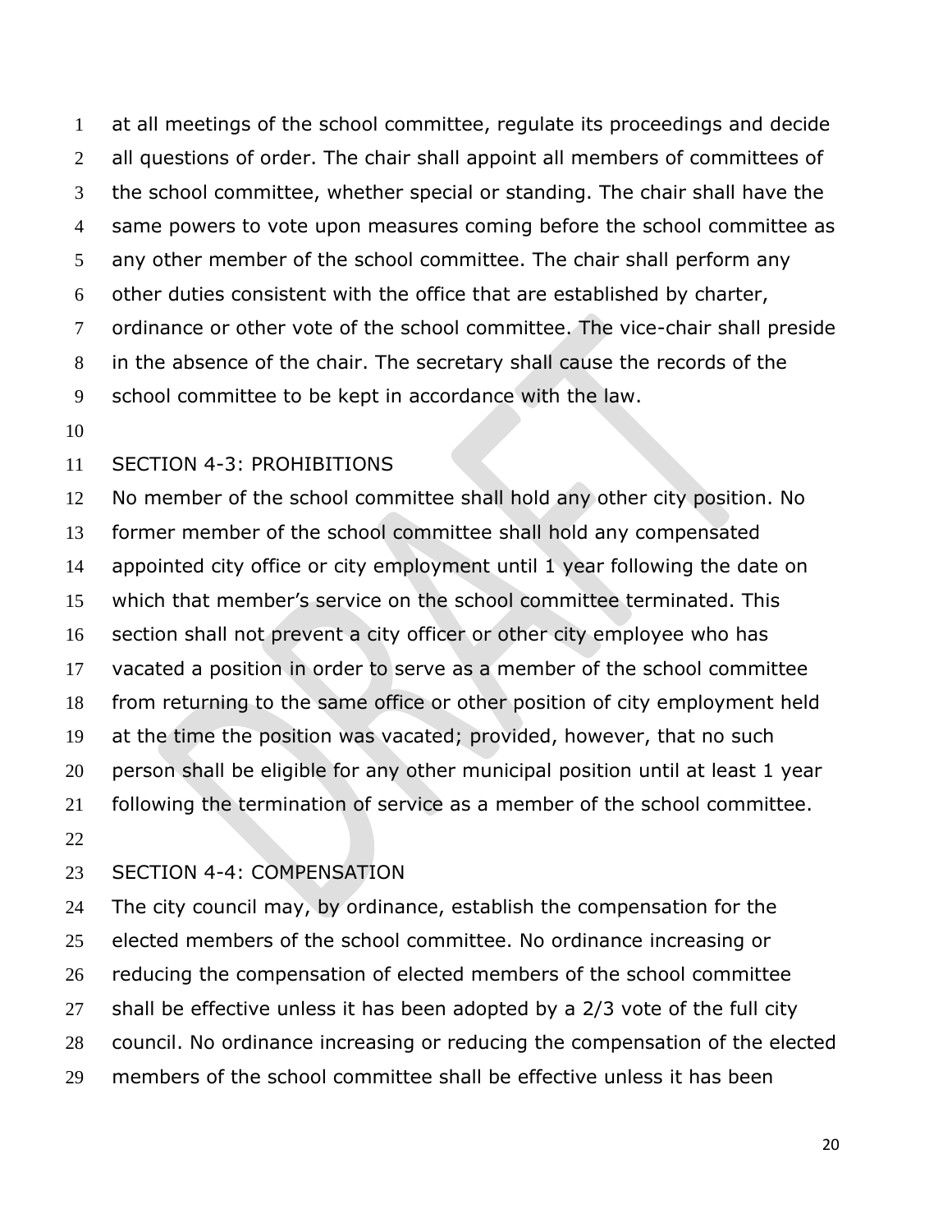at all meetings of the school committee, regulate its proceedings and decide all questions of order. The chair shall appoint all members of committees of the school committee, whether special or standing. The chair shall have the same powers to vote upon measures coming before the school committee as any other member of the school committee. The chair shall perform any other duties consistent with the office that are established by charter, ordinance or other vote of the school committee. The vice-chair shall preside in the absence of the chair. The secretary shall cause the records of the school committee to be kept in accordance with the law.

## SECTION 4-3: PROHIBITIONS

No member of the school committee shall hold any other city position. No former member of the school committee shall hold any compensated appointed city office or city employment until 1 year following the date on which that member's service on the school committee terminated. This section shall not prevent a city officer or other city employee who has vacated a position in order to serve as a member of the school committee from returning to the same office or other position of city employment held at the time the position was vacated; provided, however, that no such person shall be eligible for any other municipal position until at least 1 year following the termination of service as a member of the school committee.

## SECTION 4-4: COMPENSATION

The city council may, by ordinance, establish the compensation for the elected members of the school committee. No ordinance increasing or reducing the compensation of elected members of the school committee shall be effective unless it has been adopted by a 2/3 vote of the full city council. No ordinance increasing or reducing the compensation of the elected members of the school committee shall be effective unless it has been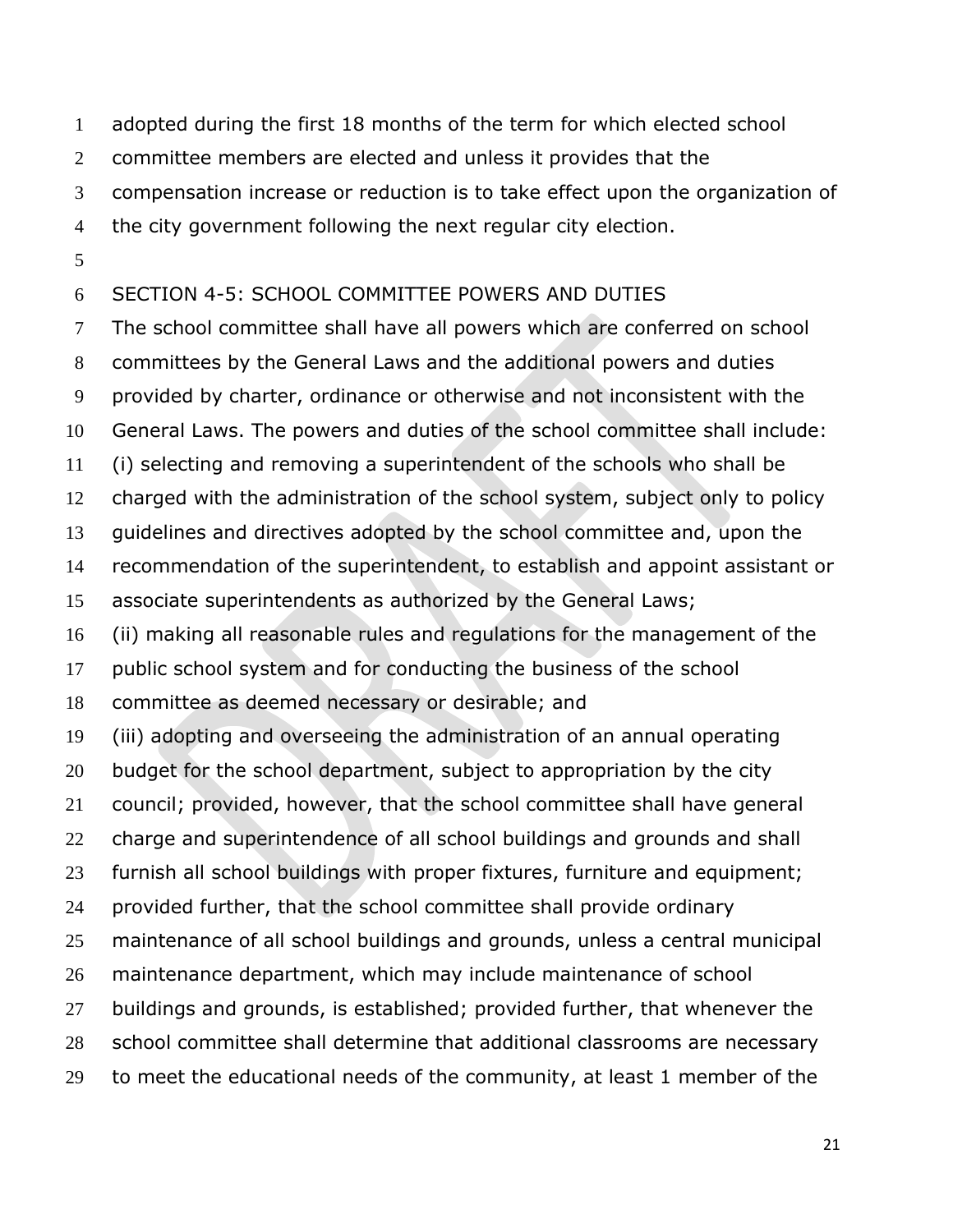adopted during the first 18 months of the term for which elected school committee members are elected and unless it provides that the compensation increase or reduction is to take effect upon the organization of the city government following the next regular city election.

## SECTION 4-5: SCHOOL COMMITTEE POWERS AND DUTIES

The school committee shall have all powers which are conferred on school committees by the General Laws and the additional powers and duties provided by charter, ordinance or otherwise and not inconsistent with the General Laws. The powers and duties of the school committee shall include:

(i) selecting and removing a superintendent of the schools who shall be charged with the administration of the school system, subject only to policy guidelines and directives adopted by the school committee and, upon the recommendation of the superintendent, to establish and appoint assistant or associate superintendents as authorized by the General Laws;

(ii) making all reasonable rules and regulations for the management of the public school system and for conducting the business of the school committee as deemed necessary or desirable; and

(iii) adopting and overseeing the administration of an annual operating budget for the school department, subject to appropriation by the city council; provided, however, that the school committee shall have general charge and superintendence of all school buildings and grounds and shall furnish all school buildings with proper fixtures, furniture and equipment; provided further, that the school committee shall provide ordinary maintenance of all school buildings and grounds, unless a central municipal maintenance department, which may include maintenance of school buildings and grounds, is established; provided further, that whenever the school committee shall determine that additional classrooms are necessary to meet the educational needs of the community, at least 1 member of the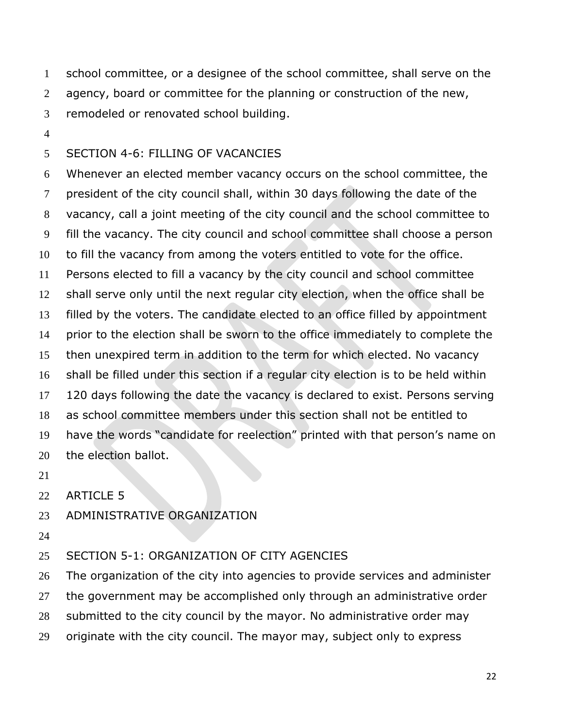school committee, or a designee of the school committee, shall serve on the agency, board or committee for the planning or construction of the new, remodeled or renovated school building.

## SECTION 4-6: FILLING OF VACANCIES

Whenever an elected member vacancy occurs on the school committee, the president of the city council shall, within 30 days following the date of the vacancy, call a joint meeting of the city council and the school committee to fill the vacancy. The city council and school committee shall choose a person to fill the vacancy from among the voters entitled to vote for the office. Persons elected to fill a vacancy by the city council and school committee shall serve only until the next regular city election, when the office shall be filled by the voters. The candidate elected to an office filled by appointment prior to the election shall be sworn to the office immediately to complete the then unexpired term in addition to the term for which elected. No vacancy shall be filled under this section if a regular city election is to be held within 120 days following the date the vacancy is declared to exist. Persons serving as school committee members under this section shall not be entitled to have the words "candidate for reelection" printed with that person's name on the election ballot.

# ARTICLE 5
# ADMINISTRATIVE ORGANIZATION

## SECTION 5-1: ORGANIZATION OF CITY AGENCIES

The organization of the city into agencies to provide services and administer the government may be accomplished only through an administrative order submitted to the city council by the mayor. No administrative order may originate with the city council. The mayor may, subject only to express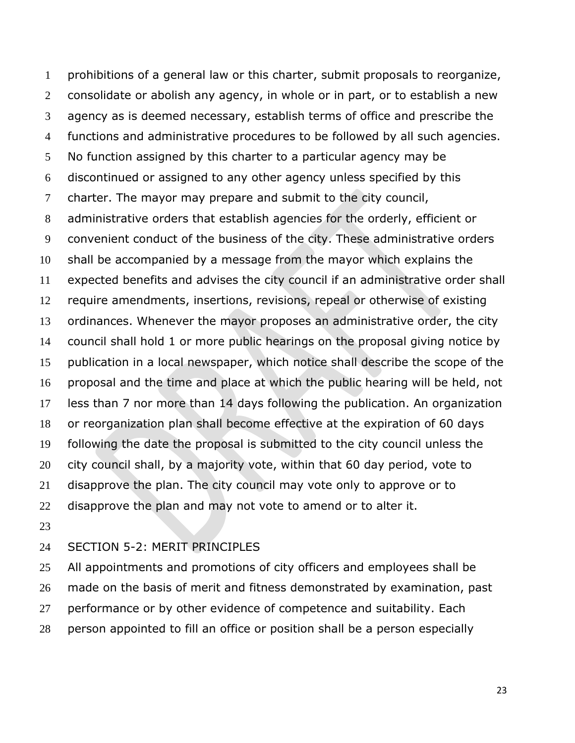prohibitions of a general law or this charter, submit proposals to reorganize, consolidate or abolish any agency, in whole or in part, or to establish a new agency as is deemed necessary, establish terms of office and prescribe the functions and administrative procedures to be followed by all such agencies. No function assigned by this charter to a particular agency may be discontinued or assigned to any other agency unless specified by this charter. The mayor may prepare and submit to the city council, administrative orders that establish agencies for the orderly, efficient or convenient conduct of the business of the city. These administrative orders shall be accompanied by a message from the mayor which explains the expected benefits and advises the city council if an administrative order shall require amendments, insertions, revisions, repeal or otherwise of existing ordinances. Whenever the mayor proposes an administrative order, the city council shall hold 1 or more public hearings on the proposal giving notice by publication in a local newspaper, which notice shall describe the scope of the proposal and the time and place at which the public hearing will be held, not less than 7 nor more than 14 days following the publication. An organization or reorganization plan shall become effective at the expiration of 60 days following the date the proposal is submitted to the city council unless the city council shall, by a majority vote, within that 60 day period, vote to disapprove the plan. The city council may vote only to approve or to disapprove the plan and may not vote to amend or to alter it.

## SECTION 5-2: MERIT PRINCIPLES

All appointments and promotions of city officers and employees shall be made on the basis of merit and fitness demonstrated by examination, past performance or by other evidence of competence and suitability. Each person appointed to fill an office or position shall be a person especially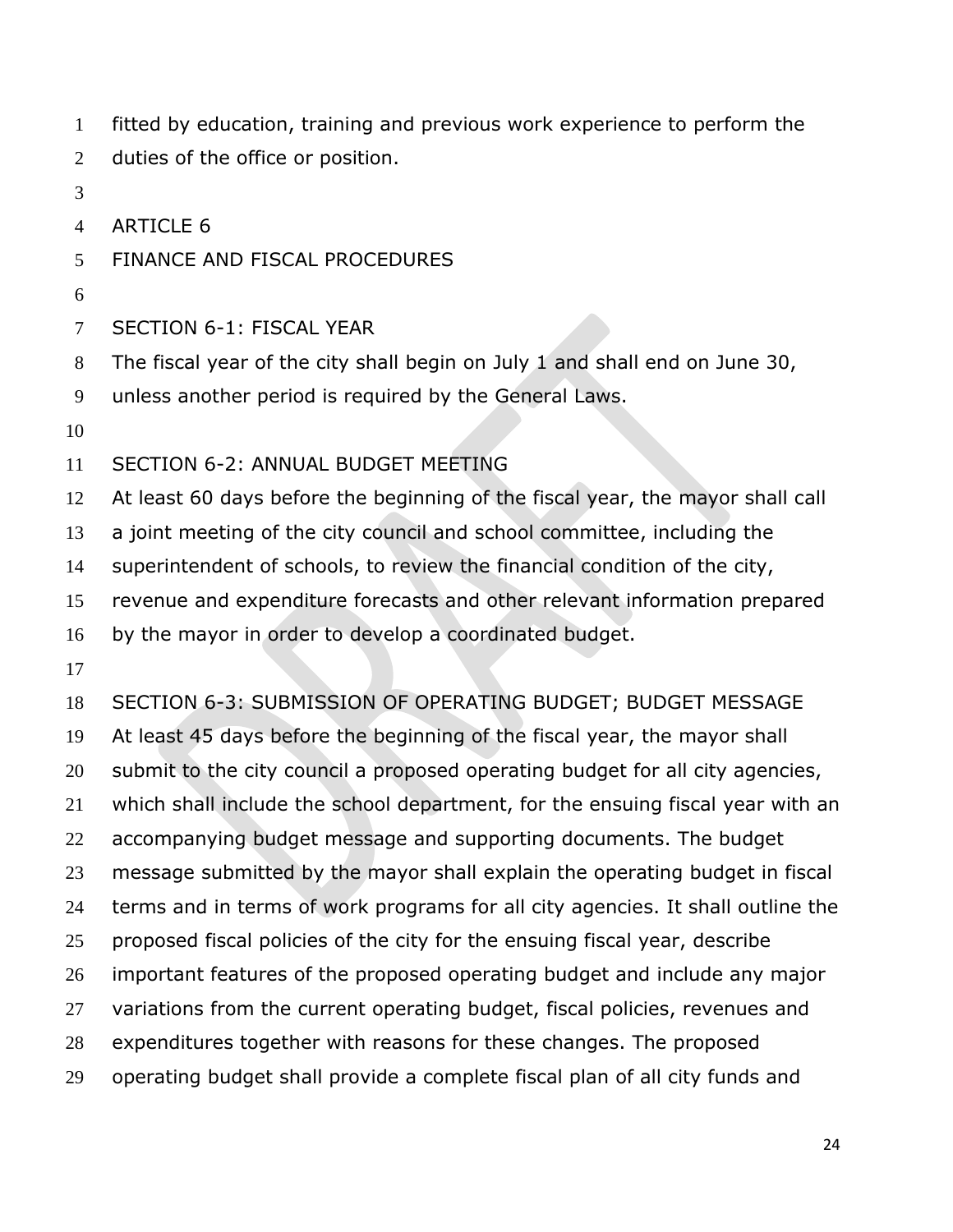fitted by education, training and previous work experience to perform the duties of the office or position.

# ARTICLE 6
# FINANCE AND FISCAL PROCEDURES

## SECTION 6-1: FISCAL YEAR

The fiscal year of the city shall begin on July 1 and shall end on June 30, unless another period is required by the General Laws.

## SECTION 6-2: ANNUAL BUDGET MEETING

At least 60 days before the beginning of the fiscal year, the mayor shall call a joint meeting of the city council and school committee, including the superintendent of schools, to review the financial condition of the city, revenue and expenditure forecasts and other relevant information prepared by the mayor in order to develop a coordinated budget.

## SECTION 6-3: SUBMISSION OF OPERATING BUDGET; BUDGET MESSAGE

At least 45 days before the beginning of the fiscal year, the mayor shall submit to the city council a proposed operating budget for all city agencies, which shall include the school department, for the ensuing fiscal year with an accompanying budget message and supporting documents. The budget message submitted by the mayor shall explain the operating budget in fiscal terms and in terms of work programs for all city agencies. It shall outline the proposed fiscal policies of the city for the ensuing fiscal year, describe important features of the proposed operating budget and include any major variations from the current operating budget, fiscal policies, revenues and expenditures together with reasons for these changes. The proposed operating budget shall provide a complete fiscal plan of all city funds and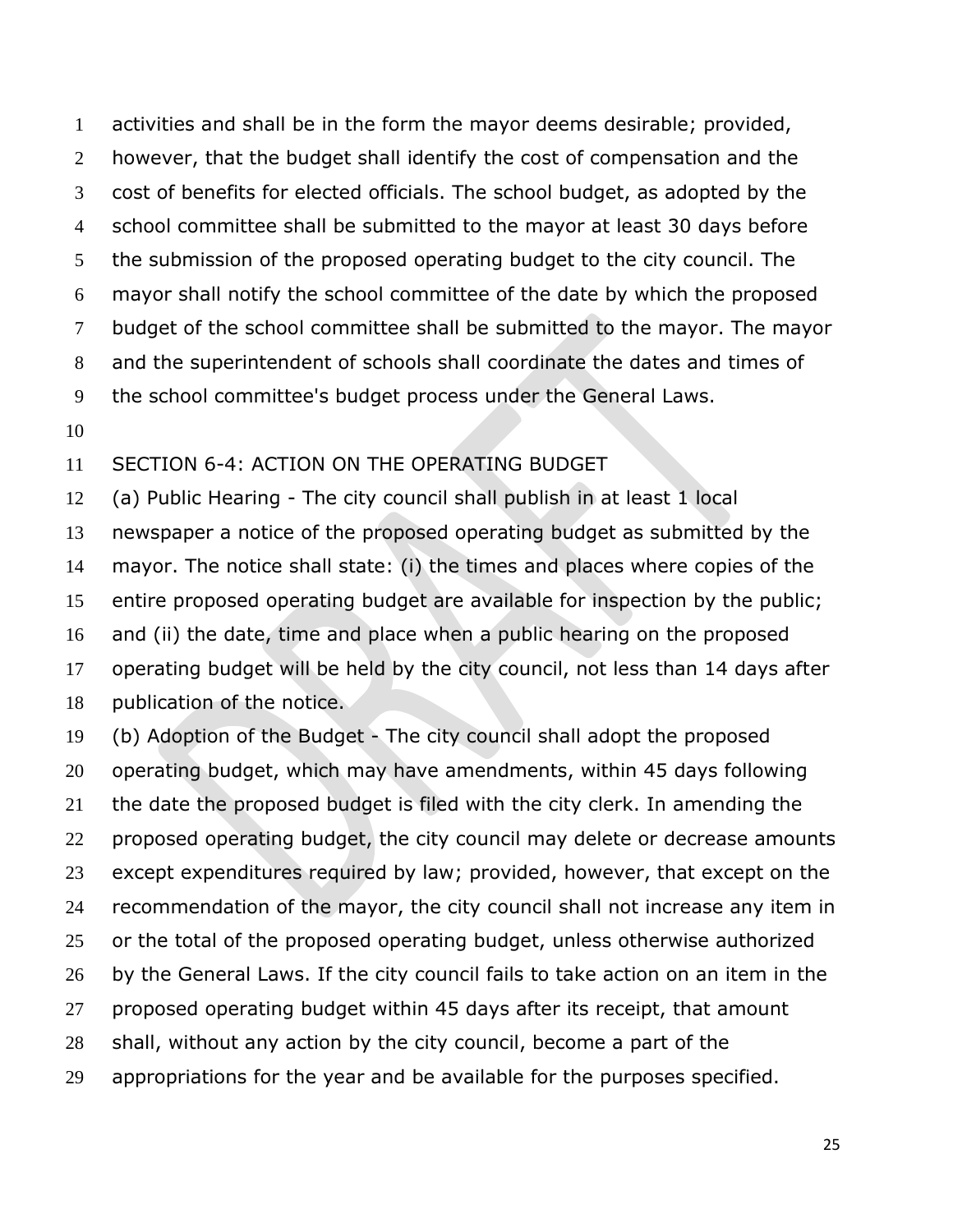activities and shall be in the form the mayor deems desirable; provided, however, that the budget shall identify the cost of compensation and the cost of benefits for elected officials. The school budget, as adopted by the school committee shall be submitted to the mayor at least 30 days before the submission of the proposed operating budget to the city council. The mayor shall notify the school committee of the date by which the proposed budget of the school committee shall be submitted to the mayor. The mayor and the superintendent of schools shall coordinate the dates and times of the school committee's budget process under the General Laws.

## SECTION 6-4: ACTION ON THE OPERATING BUDGET

(a) Public Hearing - The city council shall publish in at least 1 local newspaper a notice of the proposed operating budget as submitted by the mayor. The notice shall state: (i) the times and places where copies of the entire proposed operating budget are available for inspection by the public; and (ii) the date, time and place when a public hearing on the proposed operating budget will be held by the city council, not less than 14 days after publication of the notice.

(b) Adoption of the Budget - The city council shall adopt the proposed operating budget, which may have amendments, within 45 days following the date the proposed budget is filed with the city clerk. In amending the proposed operating budget, the city council may delete or decrease amounts except expenditures required by law; provided, however, that except on the recommendation of the mayor, the city council shall not increase any item in or the total of the proposed operating budget, unless otherwise authorized by the General Laws. If the city council fails to take action on an item in the proposed operating budget within 45 days after its receipt, that amount shall, without any action by the city council, become a part of the appropriations for the year and be available for the purposes specified.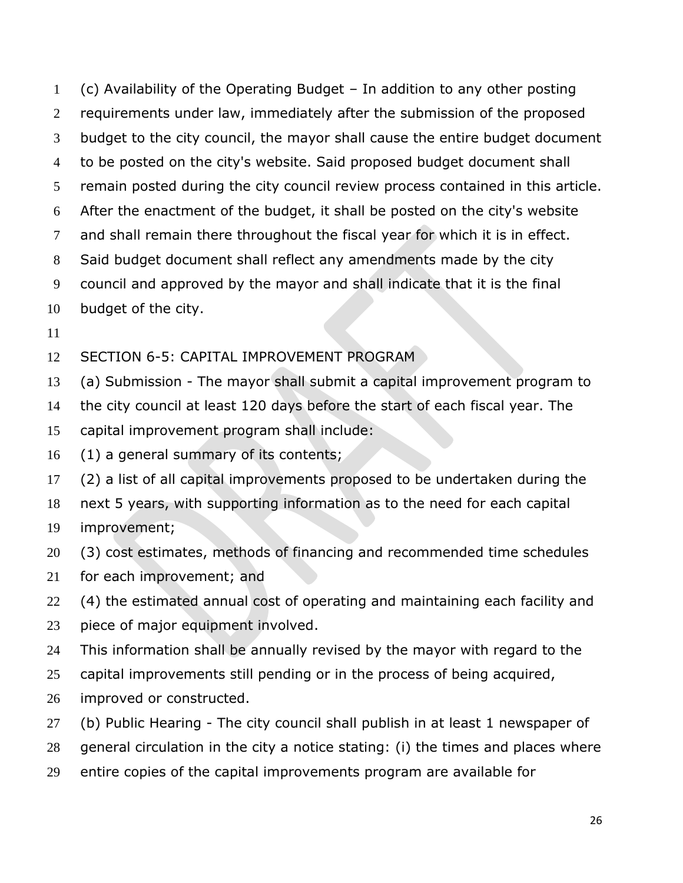(c) Availability of the Operating Budget – In addition to any other posting requirements under law, immediately after the submission of the proposed budget to the city council, the mayor shall cause the entire budget document to be posted on the city's website. Said proposed budget document shall remain posted during the city council review process contained in this article. After the enactment of the budget, it shall be posted on the city's website and shall remain there throughout the fiscal year for which it is in effect. Said budget document shall reflect any amendments made by the city council and approved by the mayor and shall indicate that it is the final budget of the city.

## SECTION 6-5: CAPITAL IMPROVEMENT PROGRAM

(a) Submission - The mayor shall submit a capital improvement program to the city council at least 120 days before the start of each fiscal year. The capital improvement program shall include:

(1) a general summary of its contents;

(2) a list of all capital improvements proposed to be undertaken during the next 5 years, with supporting information as to the need for each capital improvement;

(3) cost estimates, methods of financing and recommended time schedules for each improvement; and

(4) the estimated annual cost of operating and maintaining each facility and piece of major equipment involved.

This information shall be annually revised by the mayor with regard to the capital improvements still pending or in the process of being acquired, improved or constructed.

(b) Public Hearing - The city council shall publish in at least 1 newspaper of general circulation in the city a notice stating: (i) the times and places where entire copies of the capital improvements program are available for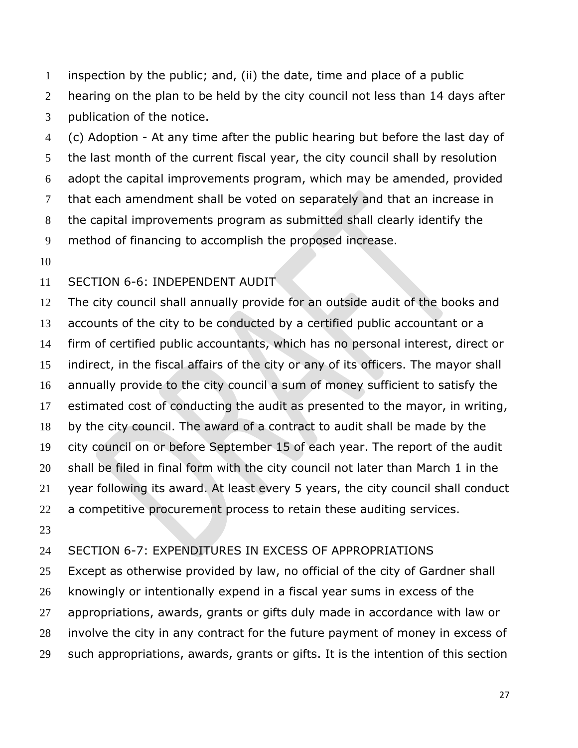inspection by the public; and, (ii) the date, time and place of a public hearing on the plan to be held by the city council not less than 14 days after publication of the notice.

(c) Adoption - At any time after the public hearing but before the last day of the last month of the current fiscal year, the city council shall by resolution adopt the capital improvements program, which may be amended, provided that each amendment shall be voted on separately and that an increase in the capital improvements program as submitted shall clearly identify the method of financing to accomplish the proposed increase.

## SECTION 6-6: INDEPENDENT AUDIT

The city council shall annually provide for an outside audit of the books and accounts of the city to be conducted by a certified public accountant or a firm of certified public accountants, which has no personal interest, direct or indirect, in the fiscal affairs of the city or any of its officers. The mayor shall annually provide to the city council a sum of money sufficient to satisfy the estimated cost of conducting the audit as presented to the mayor, in writing, by the city council. The award of a contract to audit shall be made by the city council on or before September 15 of each year. The report of the audit shall be filed in final form with the city council not later than March 1 in the year following its award. At least every 5 years, the city council shall conduct a competitive procurement process to retain these auditing services.

## SECTION 6-7: EXPENDITURES IN EXCESS OF APPROPRIATIONS

Except as otherwise provided by law, no official of the city of Gardner shall knowingly or intentionally expend in a fiscal year sums in excess of the appropriations, awards, grants or gifts duly made in accordance with law or involve the city in any contract for the future payment of money in excess of such appropriations, awards, grants or gifts. It is the intention of this section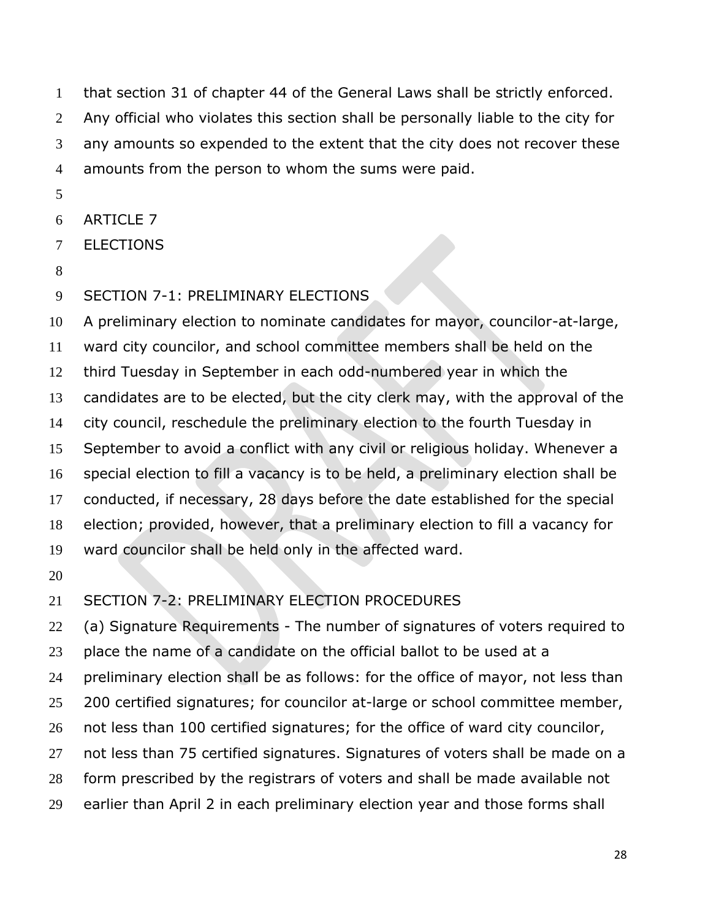that section 31 of chapter 44 of the General Laws shall be strictly enforced. Any official who violates this section shall be personally liable to the city for any amounts so expended to the extent that the city does not recover these amounts from the person to whom the sums were paid.

## ARTICLE 7
## ELECTIONS

### SECTION 7-1: PRELIMINARY ELECTIONS

A preliminary election to nominate candidates for mayor, councilor-at-large, ward city councilor, and school committee members shall be held on the third Tuesday in September in each odd-numbered year in which the candidates are to be elected, but the city clerk may, with the approval of the city council, reschedule the preliminary election to the fourth Tuesday in September to avoid a conflict with any civil or religious holiday. Whenever a special election to fill a vacancy is to be held, a preliminary election shall be conducted, if necessary, 28 days before the date established for the special election; provided, however, that a preliminary election to fill a vacancy for ward councilor shall be held only in the affected ward.

### SECTION 7-2: PRELIMINARY ELECTION PROCEDURES

(a) Signature Requirements - The number of signatures of voters required to place the name of a candidate on the official ballot to be used at a preliminary election shall be as follows: for the office of mayor, not less than 200 certified signatures; for councilor at-large or school committee member, not less than 100 certified signatures; for the office of ward city councilor, not less than 75 certified signatures. Signatures of voters shall be made on a form prescribed by the registrars of voters and shall be made available not earlier than April 2 in each preliminary election year and those forms shall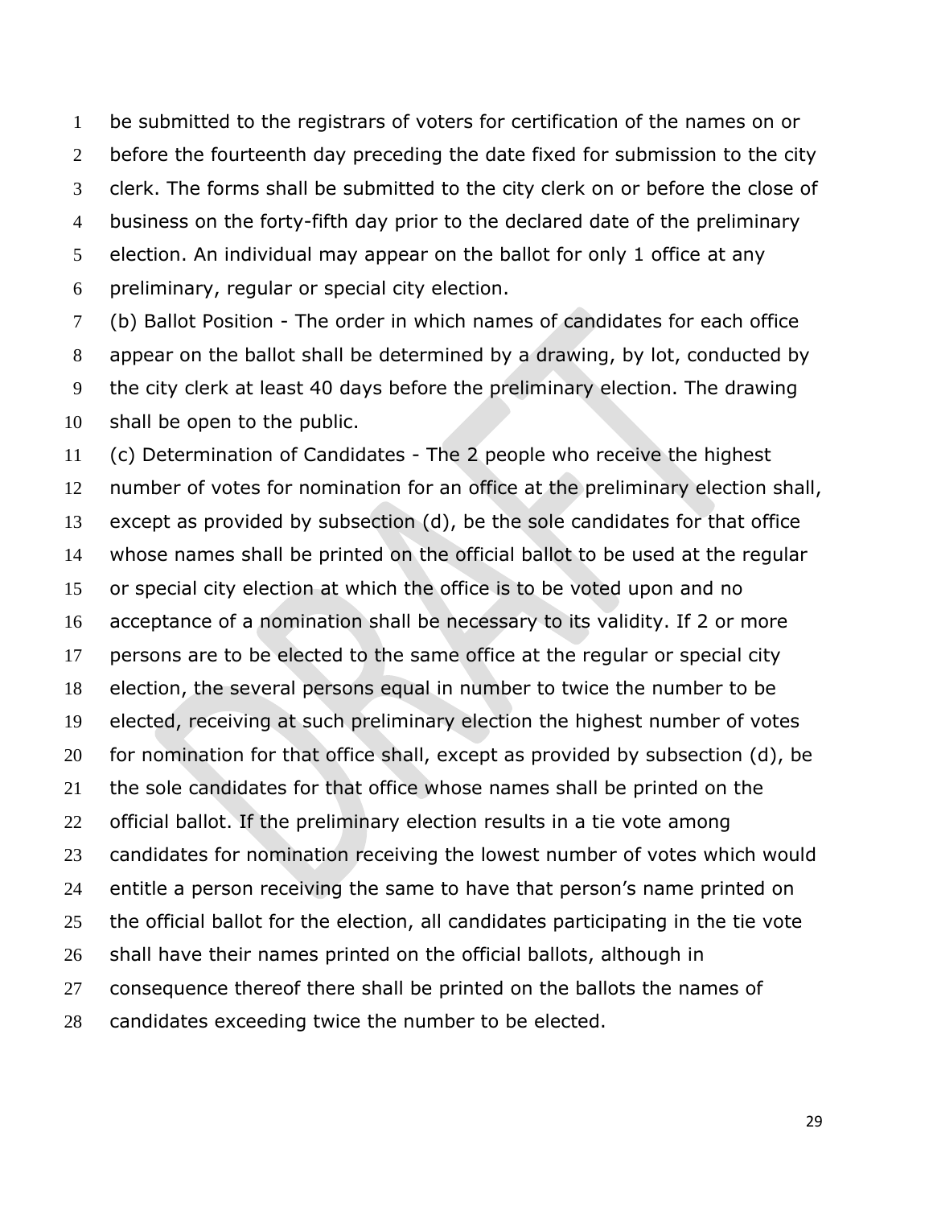be submitted to the registrars of voters for certification of the names on or before the fourteenth day preceding the date fixed for submission to the city clerk. The forms shall be submitted to the city clerk on or before the close of business on the forty-fifth day prior to the declared date of the preliminary election. An individual may appear on the ballot for only 1 office at any preliminary, regular or special city election.

(b) Ballot Position - The order in which names of candidates for each office appear on the ballot shall be determined by a drawing, by lot, conducted by the city clerk at least 40 days before the preliminary election. The drawing shall be open to the public.

(c) Determination of Candidates - The 2 people who receive the highest number of votes for nomination for an office at the preliminary election shall, except as provided by subsection (d), be the sole candidates for that office whose names shall be printed on the official ballot to be used at the regular or special city election at which the office is to be voted upon and no acceptance of a nomination shall be necessary to its validity. If 2 or more persons are to be elected to the same office at the regular or special city election, the several persons equal in number to twice the number to be elected, receiving at such preliminary election the highest number of votes for nomination for that office shall, except as provided by subsection (d), be the sole candidates for that office whose names shall be printed on the official ballot. If the preliminary election results in a tie vote among candidates for nomination receiving the lowest number of votes which would entitle a person receiving the same to have that person's name printed on the official ballot for the election, all candidates participating in the tie vote shall have their names printed on the official ballots, although in consequence thereof there shall be printed on the ballots the names of candidates exceeding twice the number to be elected.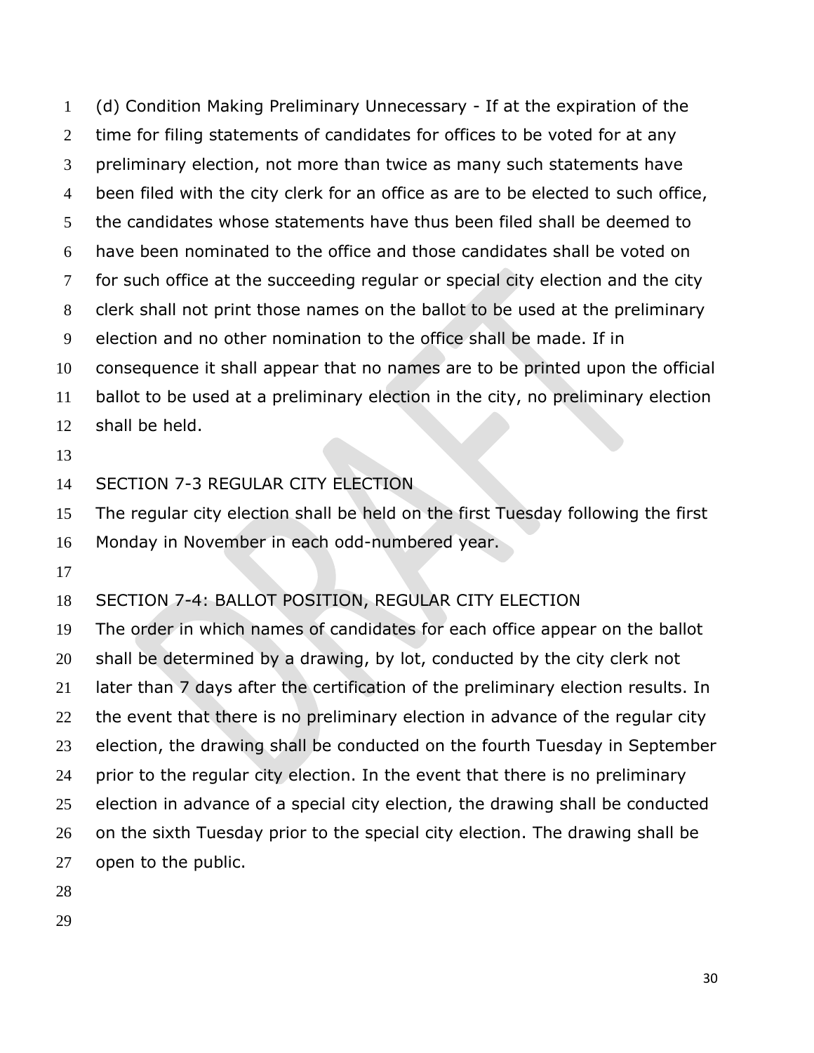(d) Condition Making Preliminary Unnecessary - If at the expiration of the time for filing statements of candidates for offices to be voted for at any preliminary election, not more than twice as many such statements have been filed with the city clerk for an office as are to be elected to such office, the candidates whose statements have thus been filed shall be deemed to have been nominated to the office and those candidates shall be voted on for such office at the succeeding regular or special city election and the city clerk shall not print those names on the ballot to be used at the preliminary election and no other nomination to the office shall be made. If in consequence it shall appear that no names are to be printed upon the official ballot to be used at a preliminary election in the city, no preliminary election shall be held.

## SECTION 7-3 REGULAR CITY ELECTION

The regular city election shall be held on the first Tuesday following the first Monday in November in each odd-numbered year.

## SECTION 7-4: BALLOT POSITION, REGULAR CITY ELECTION

The order in which names of candidates for each office appear on the ballot shall be determined by a drawing, by lot, conducted by the city clerk not later than 7 days after the certification of the preliminary election results. In the event that there is no preliminary election in advance of the regular city election, the drawing shall be conducted on the fourth Tuesday in September prior to the regular city election. In the event that there is no preliminary election in advance of a special city election, the drawing shall be conducted on the sixth Tuesday prior to the special city election. The drawing shall be open to the public.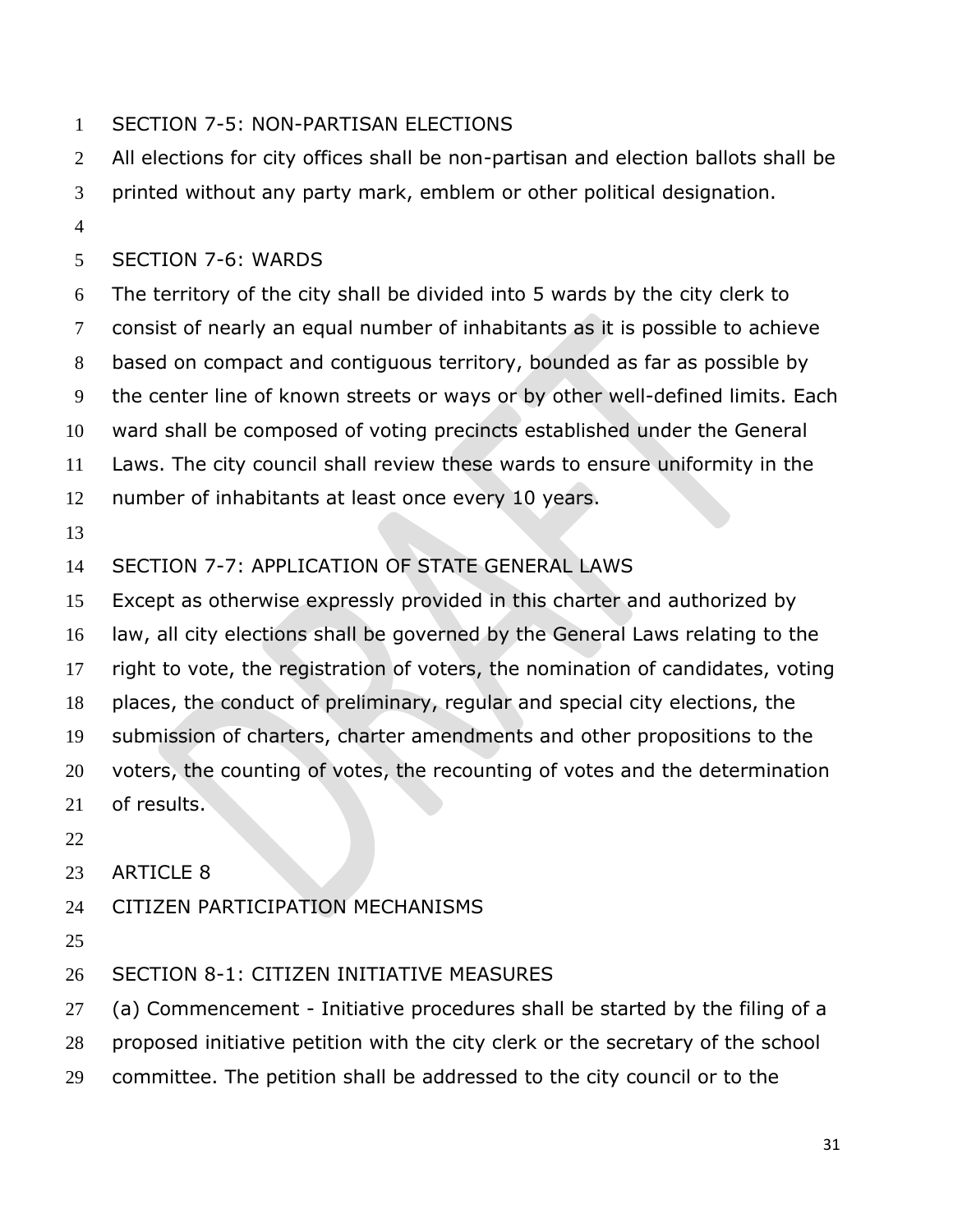## SECTION 7-5: NON-PARTISAN ELECTIONS

All elections for city offices shall be non-partisan and election ballots shall be printed without any party mark, emblem or other political designation.

## SECTION 7-6: WARDS

The territory of the city shall be divided into 5 wards by the city clerk to consist of nearly an equal number of inhabitants as it is possible to achieve based on compact and contiguous territory, bounded as far as possible by the center line of known streets or ways or by other well-defined limits. Each ward shall be composed of voting precincts established under the General Laws. The city council shall review these wards to ensure uniformity in the number of inhabitants at least once every 10 years.

## SECTION 7-7: APPLICATION OF STATE GENERAL LAWS

Except as otherwise expressly provided in this charter and authorized by law, all city elections shall be governed by the General Laws relating to the right to vote, the registration of voters, the nomination of candidates, voting places, the conduct of preliminary, regular and special city elections, the submission of charters, charter amendments and other propositions to the voters, the counting of votes, the recounting of votes and the determination of results.

# ARTICLE 8

# CITIZEN PARTICIPATION MECHANISMS

## SECTION 8-1: CITIZEN INITIATIVE MEASURES

(a) Commencement - Initiative procedures shall be started by the filing of a proposed initiative petition with the city clerk or the secretary of the school committee. The petition shall be addressed to the city council or to the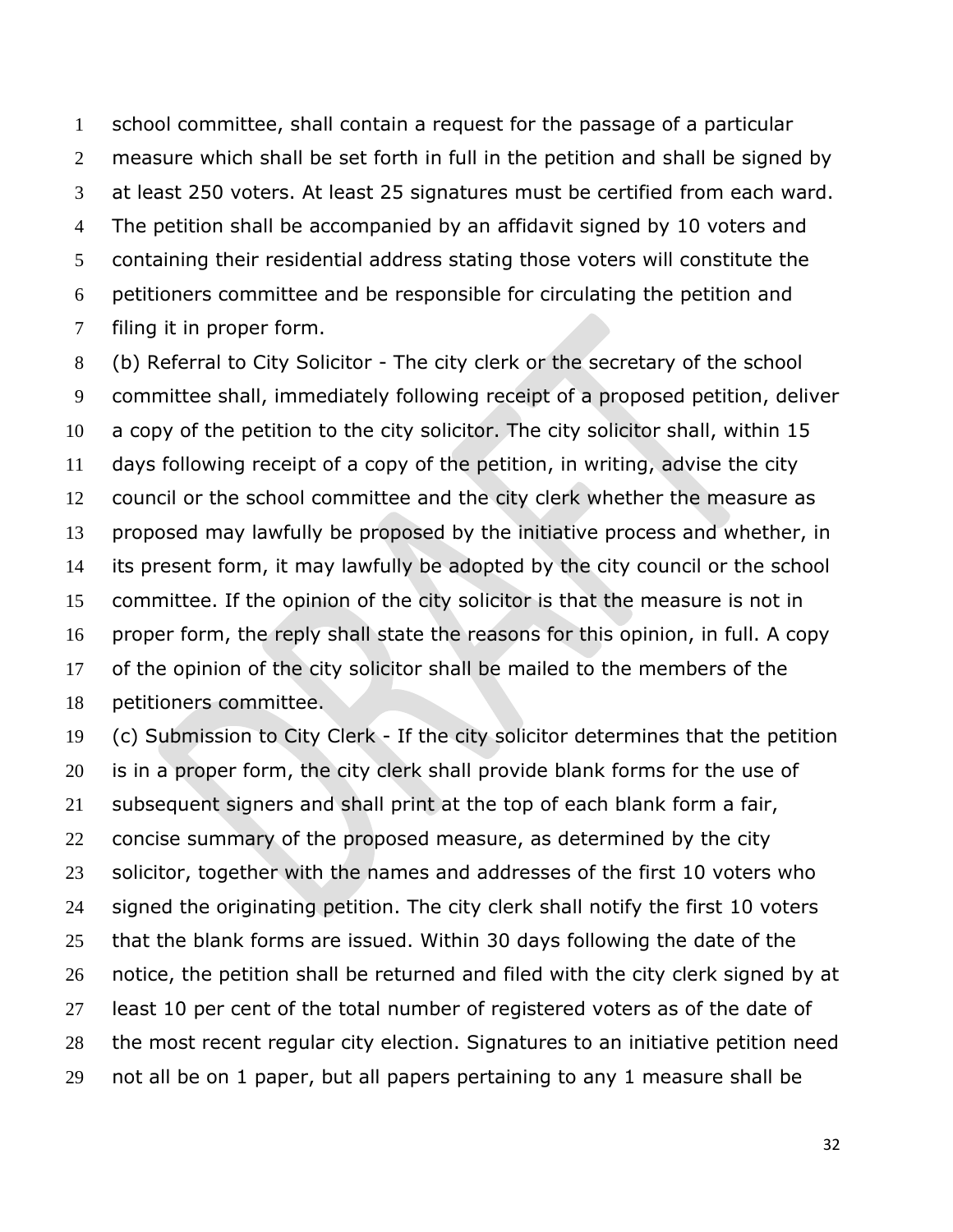school committee, shall contain a request for the passage of a particular measure which shall be set forth in full in the petition and shall be signed by at least 250 voters. At least 25 signatures must be certified from each ward. The petition shall be accompanied by an affidavit signed by 10 voters and containing their residential address stating those voters will constitute the petitioners committee and be responsible for circulating the petition and filing it in proper form.

(b) Referral to City Solicitor - The city clerk or the secretary of the school committee shall, immediately following receipt of a proposed petition, deliver a copy of the petition to the city solicitor. The city solicitor shall, within 15 days following receipt of a copy of the petition, in writing, advise the city council or the school committee and the city clerk whether the measure as proposed may lawfully be proposed by the initiative process and whether, in its present form, it may lawfully be adopted by the city council or the school committee. If the opinion of the city solicitor is that the measure is not in proper form, the reply shall state the reasons for this opinion, in full. A copy of the opinion of the city solicitor shall be mailed to the members of the petitioners committee.

(c) Submission to City Clerk - If the city solicitor determines that the petition is in a proper form, the city clerk shall provide blank forms for the use of subsequent signers and shall print at the top of each blank form a fair, concise summary of the proposed measure, as determined by the city solicitor, together with the names and addresses of the first 10 voters who signed the originating petition. The city clerk shall notify the first 10 voters that the blank forms are issued. Within 30 days following the date of the notice, the petition shall be returned and filed with the city clerk signed by at least 10 per cent of the total number of registered voters as of the date of the most recent regular city election. Signatures to an initiative petition need not all be on 1 paper, but all papers pertaining to any 1 measure shall be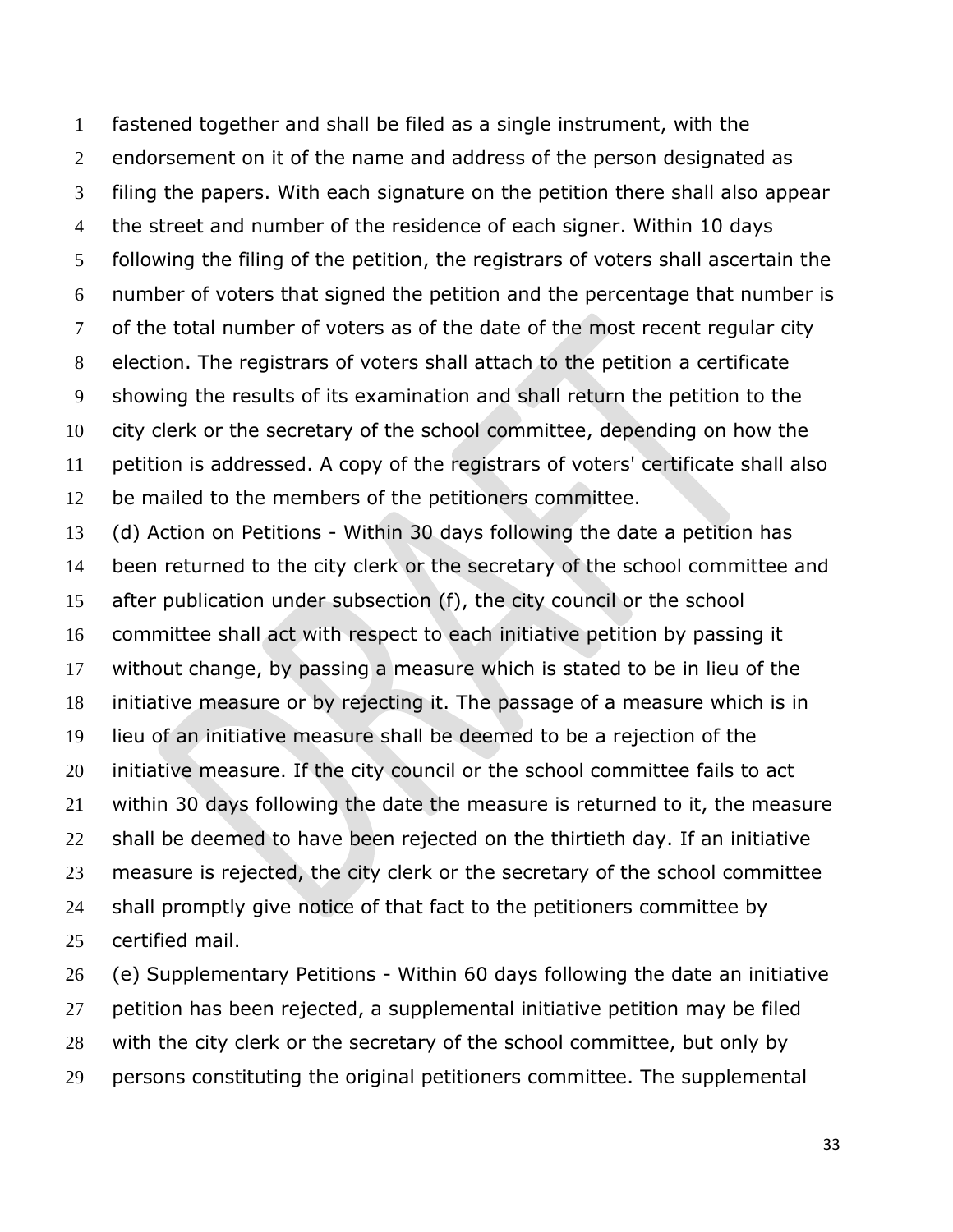fastened together and shall be filed as a single instrument, with the endorsement on it of the name and address of the person designated as filing the papers. With each signature on the petition there shall also appear the street and number of the residence of each signer. Within 10 days following the filing of the petition, the registrars of voters shall ascertain the number of voters that signed the petition and the percentage that number is of the total number of voters as of the date of the most recent regular city election. The registrars of voters shall attach to the petition a certificate showing the results of its examination and shall return the petition to the city clerk or the secretary of the school committee, depending on how the petition is addressed. A copy of the registrars of voters' certificate shall also be mailed to the members of the petitioners committee.

(d) Action on Petitions - Within 30 days following the date a petition has been returned to the city clerk or the secretary of the school committee and after publication under subsection (f), the city council or the school committee shall act with respect to each initiative petition by passing it without change, by passing a measure which is stated to be in lieu of the initiative measure or by rejecting it. The passage of a measure which is in lieu of an initiative measure shall be deemed to be a rejection of the initiative measure. If the city council or the school committee fails to act within 30 days following the date the measure is returned to it, the measure shall be deemed to have been rejected on the thirtieth day. If an initiative measure is rejected, the city clerk or the secretary of the school committee shall promptly give notice of that fact to the petitioners committee by certified mail.

(e) Supplementary Petitions - Within 60 days following the date an initiative petition has been rejected, a supplemental initiative petition may be filed with the city clerk or the secretary of the school committee, but only by persons constituting the original petitioners committee. The supplemental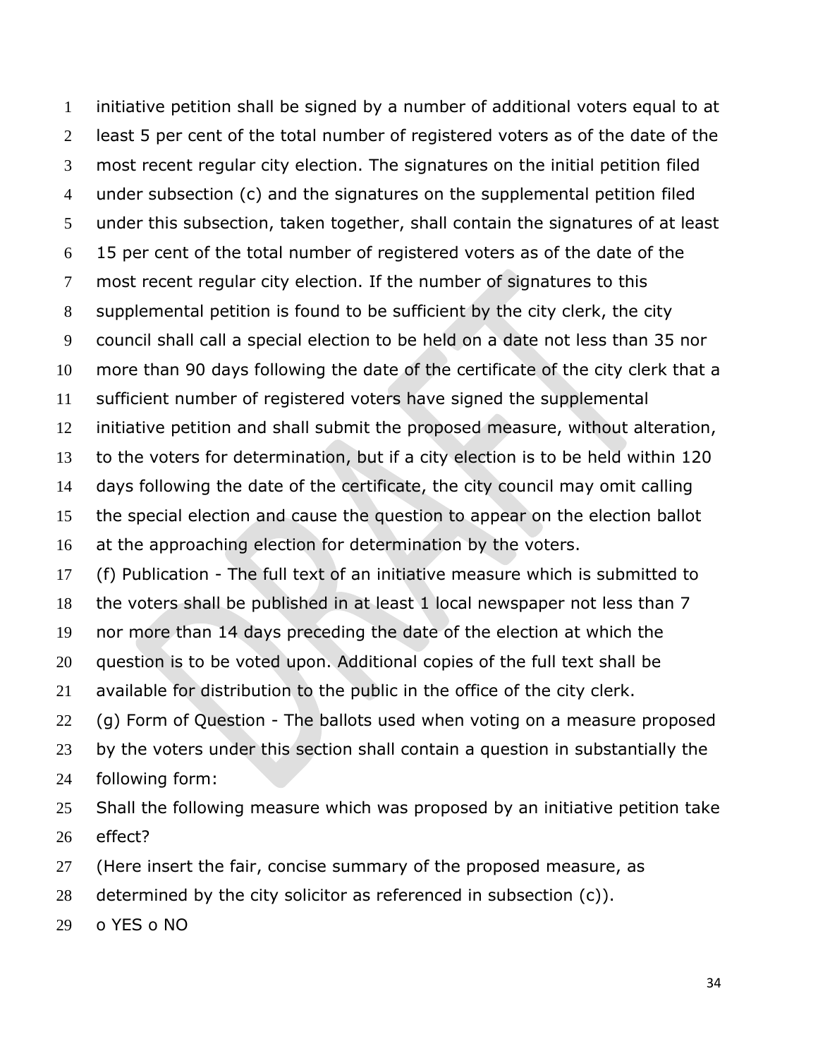initiative petition shall be signed by a number of additional voters equal to at least 5 per cent of the total number of registered voters as of the date of the most recent regular city election. The signatures on the initial petition filed under subsection (c) and the signatures on the supplemental petition filed under this subsection, taken together, shall contain the signatures of at least 15 per cent of the total number of registered voters as of the date of the most recent regular city election. If the number of signatures to this supplemental petition is found to be sufficient by the city clerk, the city council shall call a special election to be held on a date not less than 35 nor more than 90 days following the date of the certificate of the city clerk that a sufficient number of registered voters have signed the supplemental initiative petition and shall submit the proposed measure, without alteration, to the voters for determination, but if a city election is to be held within 120 days following the date of the certificate, the city council may omit calling the special election and cause the question to appear on the election ballot at the approaching election for determination by the voters.

(f) Publication - The full text of an initiative measure which is submitted to the voters shall be published in at least 1 local newspaper not less than 7 nor more than 14 days preceding the date of the election at which the question is to be voted upon. Additional copies of the full text shall be available for distribution to the public in the office of the city clerk.

(g) Form of Question - The ballots used when voting on a measure proposed by the voters under this section shall contain a question in substantially the following form:

Shall the following measure which was proposed by an initiative petition take effect?

(Here insert the fair, concise summary of the proposed measure, as determined by the city solicitor as referenced in subsection (c)).

o YES o NO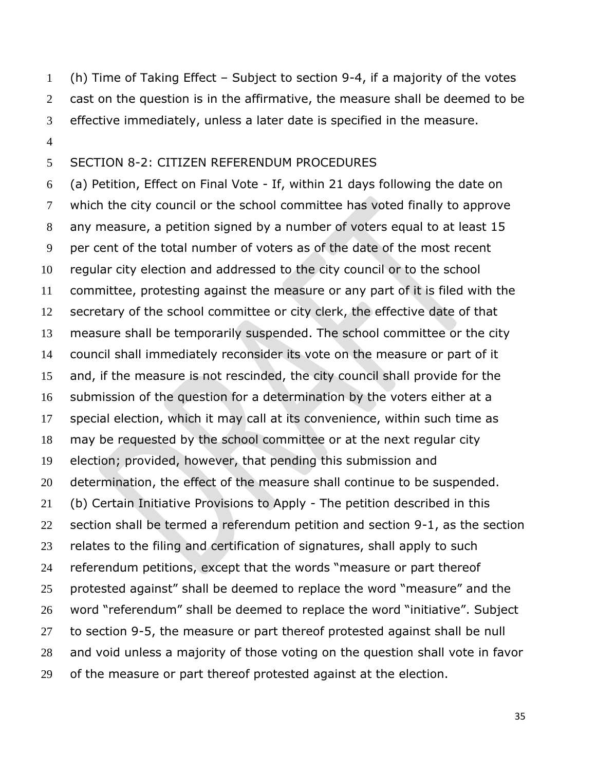(h) Time of Taking Effect – Subject to section 9-4, if a majority of the votes cast on the question is in the affirmative, the measure shall be deemed to be effective immediately, unless a later date is specified in the measure.

## SECTION 8-2: CITIZEN REFERENDUM PROCEDURES

(a) Petition, Effect on Final Vote - If, within 21 days following the date on which the city council or the school committee has voted finally to approve any measure, a petition signed by a number of voters equal to at least 15 per cent of the total number of voters as of the date of the most recent regular city election and addressed to the city council or to the school committee, protesting against the measure or any part of it is filed with the secretary of the school committee or city clerk, the effective date of that measure shall be temporarily suspended. The school committee or the city council shall immediately reconsider its vote on the measure or part of it and, if the measure is not rescinded, the city council shall provide for the submission of the question for a determination by the voters either at a special election, which it may call at its convenience, within such time as may be requested by the school committee or at the next regular city election; provided, however, that pending this submission and determination, the effect of the measure shall continue to be suspended.

(b) Certain Initiative Provisions to Apply - The petition described in this section shall be termed a referendum petition and section 9-1, as the section relates to the filing and certification of signatures, shall apply to such referendum petitions, except that the words "measure or part thereof protested against" shall be deemed to replace the word "measure" and the word "referendum" shall be deemed to replace the word "initiative". Subject to section 9-5, the measure or part thereof protested against shall be null and void unless a majority of those voting on the question shall vote in favor of the measure or part thereof protested against at the election.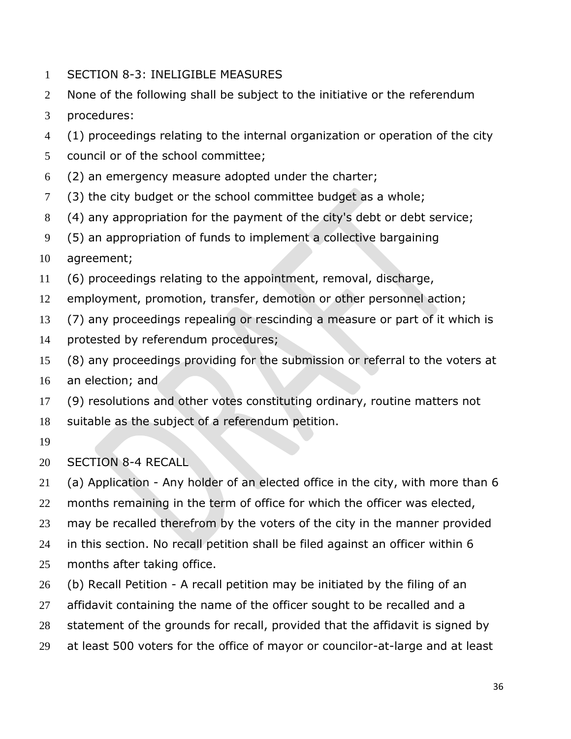## SECTION 8-3: INELIGIBLE MEASURES

None of the following shall be subject to the initiative or the referendum procedures:

(1) proceedings relating to the internal organization or operation of the city council or of the school committee;

(2) an emergency measure adopted under the charter;

(3) the city budget or the school committee budget as a whole;

(4) any appropriation for the payment of the city's debt or debt service;

(5) an appropriation of funds to implement a collective bargaining agreement;

(6) proceedings relating to the appointment, removal, discharge, employment, promotion, transfer, demotion or other personnel action;

(7) any proceedings repealing or rescinding a measure or part of it which is protested by referendum procedures;

(8) any proceedings providing for the submission or referral to the voters at an election; and

(9) resolutions and other votes constituting ordinary, routine matters not suitable as the subject of a referendum petition.

## SECTION 8-4 RECALL

(a) Application - Any holder of an elected office in the city, with more than 6 months remaining in the term of office for which the officer was elected, may be recalled therefrom by the voters of the city in the manner provided in this section. No recall petition shall be filed against an officer within 6 months after taking office.

(b) Recall Petition - A recall petition may be initiated by the filing of an affidavit containing the name of the officer sought to be recalled and a statement of the grounds for recall, provided that the affidavit is signed by at least 500 voters for the office of mayor or councilor-at-large and at least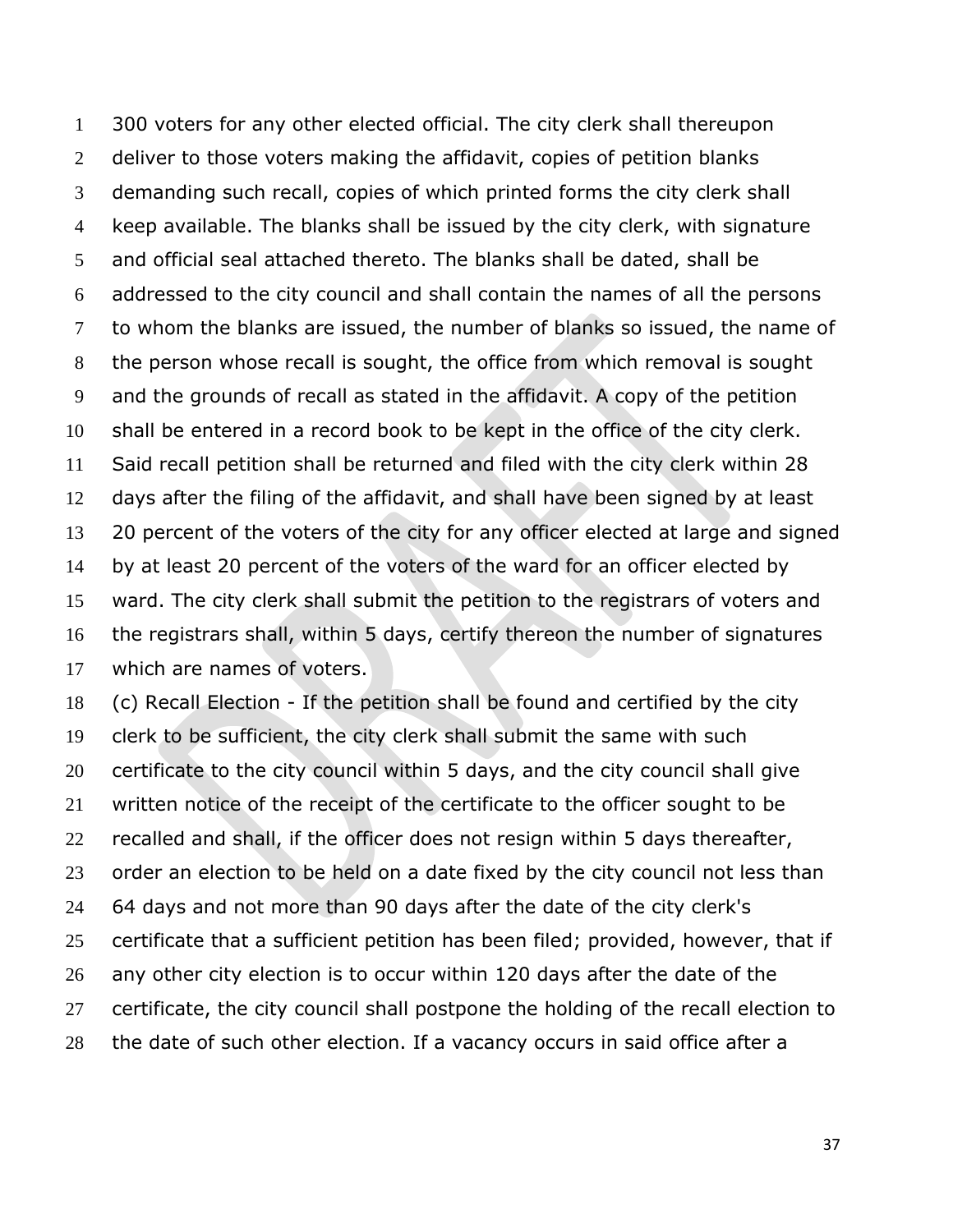300 voters for any other elected official. The city clerk shall thereupon deliver to those voters making the affidavit, copies of petition blanks demanding such recall, copies of which printed forms the city clerk shall keep available. The blanks shall be issued by the city clerk, with signature and official seal attached thereto. The blanks shall be dated, shall be addressed to the city council and shall contain the names of all the persons to whom the blanks are issued, the number of blanks so issued, the name of the person whose recall is sought, the office from which removal is sought and the grounds of recall as stated in the affidavit. A copy of the petition shall be entered in a record book to be kept in the office of the city clerk. Said recall petition shall be returned and filed with the city clerk within 28 days after the filing of the affidavit, and shall have been signed by at least 20 percent of the voters of the city for any officer elected at large and signed by at least 20 percent of the voters of the ward for an officer elected by ward. The city clerk shall submit the petition to the registrars of voters and the registrars shall, within 5 days, certify thereon the number of signatures which are names of voters.

(c) Recall Election - If the petition shall be found and certified by the city clerk to be sufficient, the city clerk shall submit the same with such certificate to the city council within 5 days, and the city council shall give written notice of the receipt of the certificate to the officer sought to be recalled and shall, if the officer does not resign within 5 days thereafter, order an election to be held on a date fixed by the city council not less than 64 days and not more than 90 days after the date of the city clerk's certificate that a sufficient petition has been filed; provided, however, that if any other city election is to occur within 120 days after the date of the certificate, the city council shall postpone the holding of the recall election to the date of such other election. If a vacancy occurs in said office after a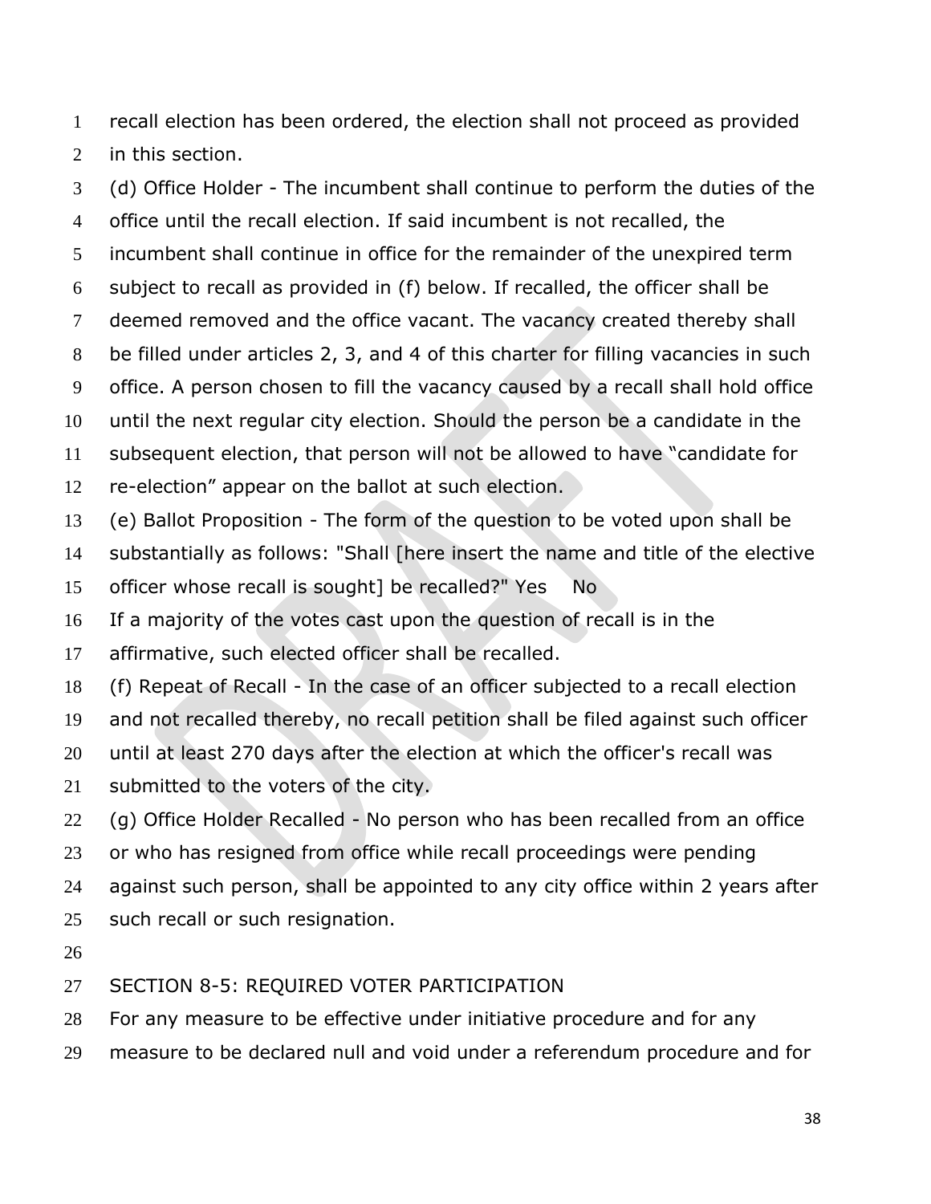recall election has been ordered, the election shall not proceed as provided in this section.

(d) Office Holder - The incumbent shall continue to perform the duties of the office until the recall election. If said incumbent is not recalled, the incumbent shall continue in office for the remainder of the unexpired term subject to recall as provided in (f) below. If recalled, the officer shall be deemed removed and the office vacant. The vacancy created thereby shall be filled under articles 2, 3, and 4 of this charter for filling vacancies in such office. A person chosen to fill the vacancy caused by a recall shall hold office until the next regular city election. Should the person be a candidate in the subsequent election, that person will not be allowed to have "candidate for re-election" appear on the ballot at such election.

(e) Ballot Proposition - The form of the question to be voted upon shall be substantially as follows: "Shall [here insert the name and title of the elective officer whose recall is sought] be recalled?" Yes No

If a majority of the votes cast upon the question of recall is in the affirmative, such elected officer shall be recalled.

(f) Repeat of Recall - In the case of an officer subjected to a recall election and not recalled thereby, no recall petition shall be filed against such officer until at least 270 days after the election at which the officer's recall was submitted to the voters of the city.

(g) Office Holder Recalled - No person who has been recalled from an office or who has resigned from office while recall proceedings were pending against such person, shall be appointed to any city office within 2 years after such recall or such resignation.

## SECTION 8-5: REQUIRED VOTER PARTICIPATION

For any measure to be effective under initiative procedure and for any measure to be declared null and void under a referendum procedure and for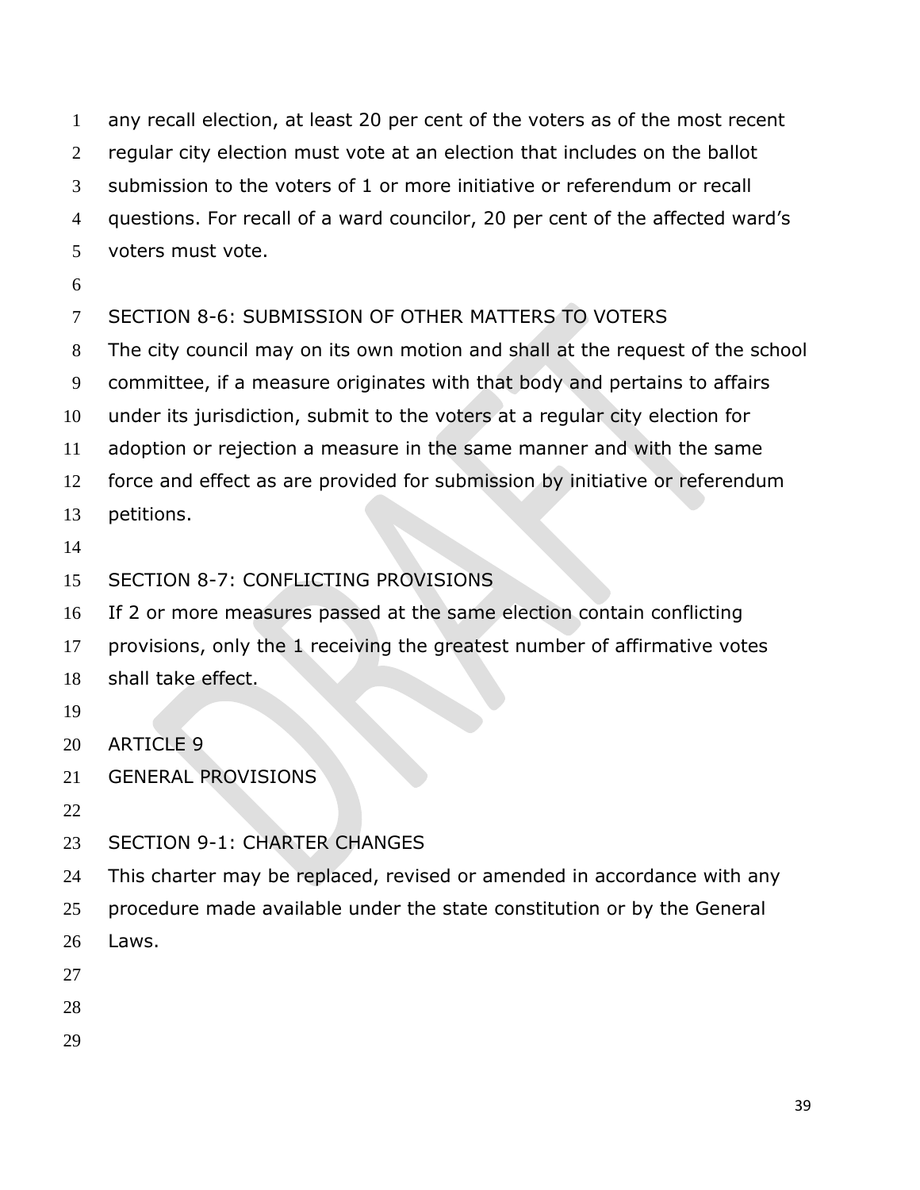any recall election, at least 20 per cent of the voters as of the most recent regular city election must vote at an election that includes on the ballot submission to the voters of 1 or more initiative or referendum or recall questions. For recall of a ward councilor, 20 per cent of the affected ward's voters must vote.

### SECTION 8-6: SUBMISSION OF OTHER MATTERS TO VOTERS

The city council may on its own motion and shall at the request of the school committee, if a measure originates with that body and pertains to affairs under its jurisdiction, submit to the voters at a regular city election for adoption or rejection a measure in the same manner and with the same force and effect as are provided for submission by initiative or referendum petitions.

### SECTION 8-7: CONFLICTING PROVISIONS

If 2 or more measures passed at the same election contain conflicting provisions, only the 1 receiving the greatest number of affirmative votes shall take effect.

## ARTICLE 9
## GENERAL PROVISIONS

### SECTION 9-1: CHARTER CHANGES

This charter may be replaced, revised or amended in accordance with any procedure made available under the state constitution or by the General Laws.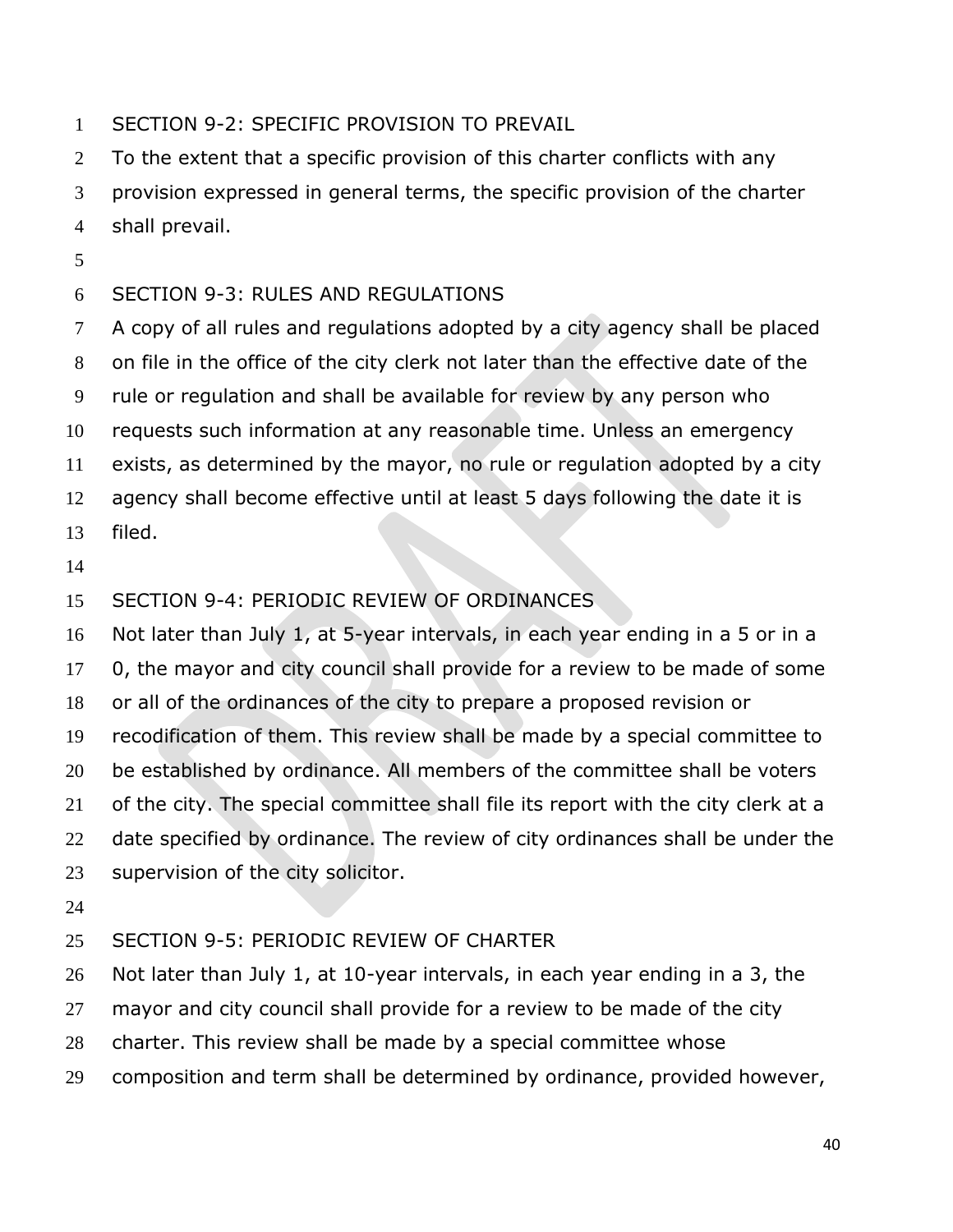## SECTION 9-2: SPECIFIC PROVISION TO PREVAIL

To the extent that a specific provision of this charter conflicts with any provision expressed in general terms, the specific provision of the charter shall prevail.

## SECTION 9-3: RULES AND REGULATIONS

A copy of all rules and regulations adopted by a city agency shall be placed on file in the office of the city clerk not later than the effective date of the rule or regulation and shall be available for review by any person who requests such information at any reasonable time. Unless an emergency exists, as determined by the mayor, no rule or regulation adopted by a city agency shall become effective until at least 5 days following the date it is filed.

## SECTION 9-4: PERIODIC REVIEW OF ORDINANCES

Not later than July 1, at 5-year intervals, in each year ending in a 5 or in a 0, the mayor and city council shall provide for a review to be made of some or all of the ordinances of the city to prepare a proposed revision or recodification of them. This review shall be made by a special committee to be established by ordinance. All members of the committee shall be voters of the city. The special committee shall file its report with the city clerk at a date specified by ordinance. The review of city ordinances shall be under the supervision of the city solicitor.

## SECTION 9-5: PERIODIC REVIEW OF CHARTER

Not later than July 1, at 10-year intervals, in each year ending in a 3, the mayor and city council shall provide for a review to be made of the city charter. This review shall be made by a special committee whose composition and term shall be determined by ordinance, provided however,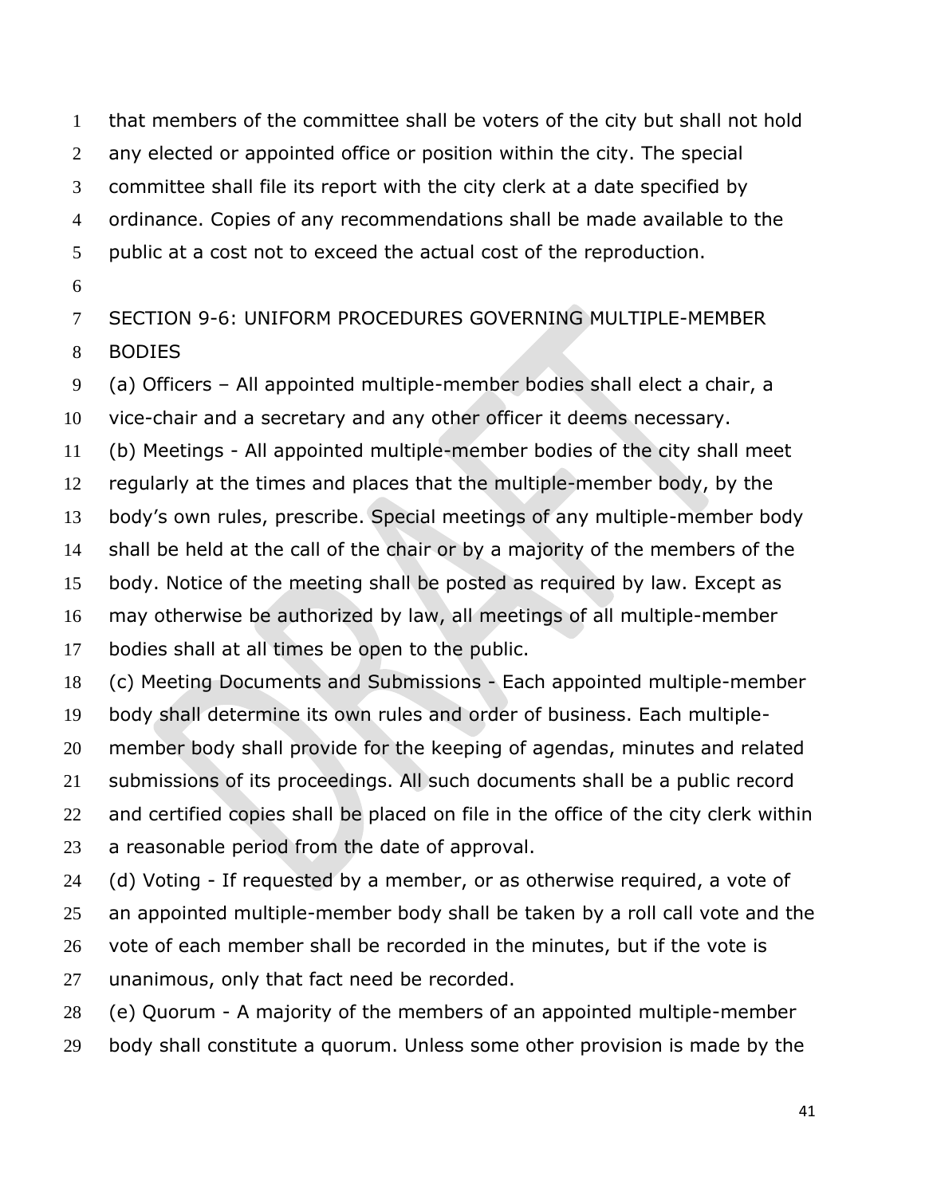that members of the committee shall be voters of the city but shall not hold any elected or appointed office or position within the city. The special committee shall file its report with the city clerk at a date specified by ordinance. Copies of any recommendations shall be made available to the public at a cost not to exceed the actual cost of the reproduction.

## SECTION 9-6: UNIFORM PROCEDURES GOVERNING MULTIPLE-MEMBER BODIES

(a) Officers – All appointed multiple-member bodies shall elect a chair, a vice-chair and a secretary and any other officer it deems necessary.

(b) Meetings - All appointed multiple-member bodies of the city shall meet regularly at the times and places that the multiple-member body, by the body's own rules, prescribe. Special meetings of any multiple-member body shall be held at the call of the chair or by a majority of the members of the body. Notice of the meeting shall be posted as required by law. Except as may otherwise be authorized by law, all meetings of all multiple-member bodies shall at all times be open to the public.

(c) Meeting Documents and Submissions - Each appointed multiple-member body shall determine its own rules and order of business. Each multiple-member body shall provide for the keeping of agendas, minutes and related submissions of its proceedings. All such documents shall be a public record and certified copies shall be placed on file in the office of the city clerk within a reasonable period from the date of approval.

(d) Voting - If requested by a member, or as otherwise required, a vote of an appointed multiple-member body shall be taken by a roll call vote and the vote of each member shall be recorded in the minutes, but if the vote is unanimous, only that fact need be recorded.

(e) Quorum - A majority of the members of an appointed multiple-member body shall constitute a quorum. Unless some other provision is made by the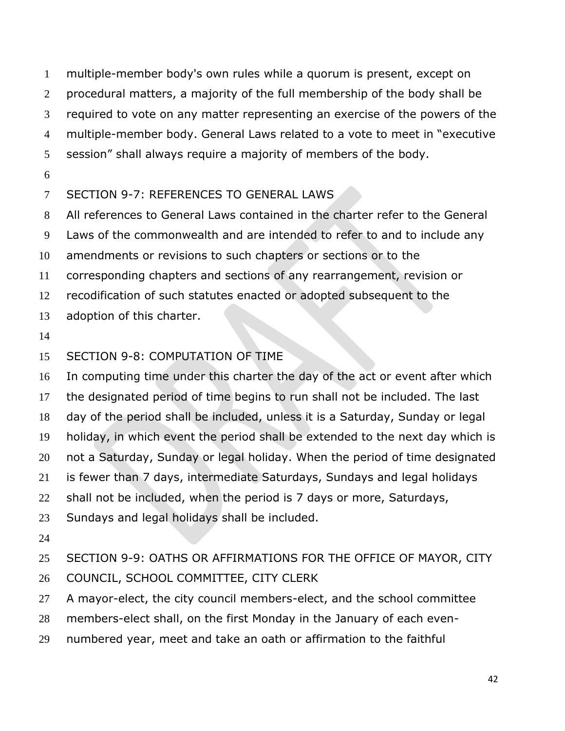multiple-member body's own rules while a quorum is present, except on procedural matters, a majority of the full membership of the body shall be required to vote on any matter representing an exercise of the powers of the multiple-member body. General Laws related to a vote to meet in "executive session" shall always require a majority of members of the body.

## SECTION 9-7: REFERENCES TO GENERAL LAWS

All references to General Laws contained in the charter refer to the General Laws of the commonwealth and are intended to refer to and to include any amendments or revisions to such chapters or sections or to the corresponding chapters and sections of any rearrangement, revision or recodification of such statutes enacted or adopted subsequent to the adoption of this charter.

## SECTION 9-8: COMPUTATION OF TIME

In computing time under this charter the day of the act or event after which the designated period of time begins to run shall not be included. The last day of the period shall be included, unless it is a Saturday, Sunday or legal holiday, in which event the period shall be extended to the next day which is not a Saturday, Sunday or legal holiday. When the period of time designated is fewer than 7 days, intermediate Saturdays, Sundays and legal holidays shall not be included, when the period is 7 days or more, Saturdays, Sundays and legal holidays shall be included.

## SECTION 9-9: OATHS OR AFFIRMATIONS FOR THE OFFICE OF MAYOR, CITY COUNCIL, SCHOOL COMMITTEE, CITY CLERK

A mayor-elect, the city council members-elect, and the school committee members-elect shall, on the first Monday in the January of each even-numbered year, meet and take an oath or affirmation to the faithful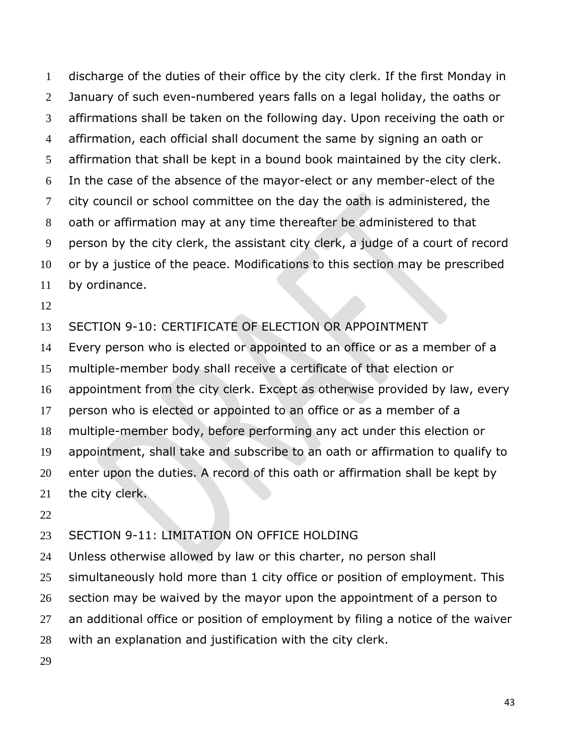discharge of the duties of their office by the city clerk. If the first Monday in January of such even-numbered years falls on a legal holiday, the oaths or affirmations shall be taken on the following day. Upon receiving the oath or affirmation, each official shall document the same by signing an oath or affirmation that shall be kept in a bound book maintained by the city clerk. In the case of the absence of the mayor-elect or any member-elect of the city council or school committee on the day the oath is administered, the oath or affirmation may at any time thereafter be administered to that person by the city clerk, the assistant city clerk, a judge of a court of record or by a justice of the peace. Modifications to this section may be prescribed by ordinance.

## SECTION 9-10: CERTIFICATE OF ELECTION OR APPOINTMENT

Every person who is elected or appointed to an office or as a member of a multiple-member body shall receive a certificate of that election or appointment from the city clerk. Except as otherwise provided by law, every person who is elected or appointed to an office or as a member of a multiple-member body, before performing any act under this election or appointment, shall take and subscribe to an oath or affirmation to qualify to enter upon the duties. A record of this oath or affirmation shall be kept by the city clerk.

## SECTION 9-11: LIMITATION ON OFFICE HOLDING

Unless otherwise allowed by law or this charter, no person shall simultaneously hold more than 1 city office or position of employment. This section may be waived by the mayor upon the appointment of a person to an additional office or position of employment by filing a notice of the waiver with an explanation and justification with the city clerk.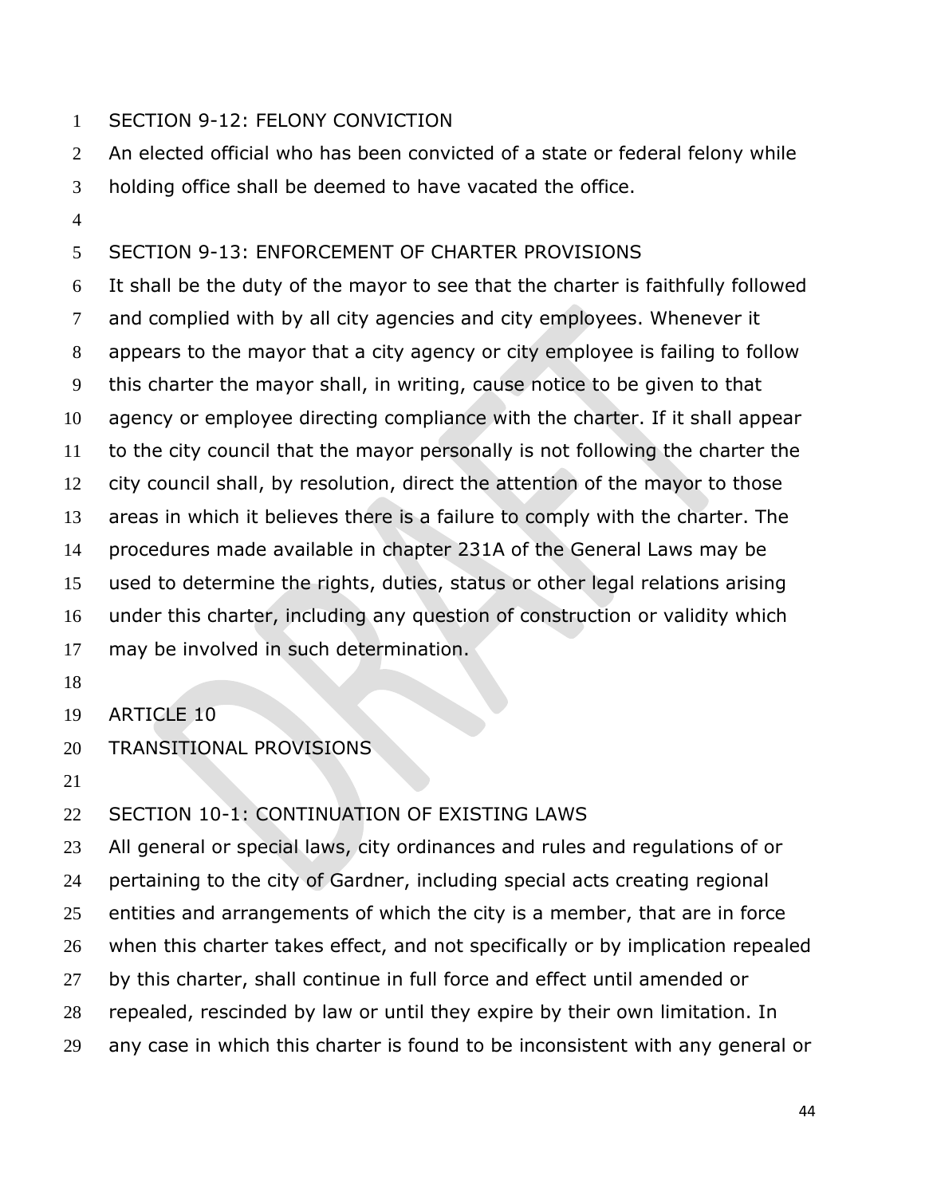## SECTION 9-12: FELONY CONVICTION

An elected official who has been convicted of a state or federal felony while holding office shall be deemed to have vacated the office.

## SECTION 9-13: ENFORCEMENT OF CHARTER PROVISIONS

It shall be the duty of the mayor to see that the charter is faithfully followed and complied with by all city agencies and city employees. Whenever it appears to the mayor that a city agency or city employee is failing to follow this charter the mayor shall, in writing, cause notice to be given to that agency or employee directing compliance with the charter. If it shall appear to the city council that the mayor personally is not following the charter the city council shall, by resolution, direct the attention of the mayor to those areas in which it believes there is a failure to comply with the charter. The procedures made available in chapter 231A of the General Laws may be used to determine the rights, duties, status or other legal relations arising under this charter, including any question of construction or validity which may be involved in such determination.

# ARTICLE 10
# TRANSITIONAL PROVISIONS

## SECTION 10-1: CONTINUATION OF EXISTING LAWS

All general or special laws, city ordinances and rules and regulations of or pertaining to the city of Gardner, including special acts creating regional entities and arrangements of which the city is a member, that are in force when this charter takes effect, and not specifically or by implication repealed by this charter, shall continue in full force and effect until amended or repealed, rescinded by law or until they expire by their own limitation. In any case in which this charter is found to be inconsistent with any general or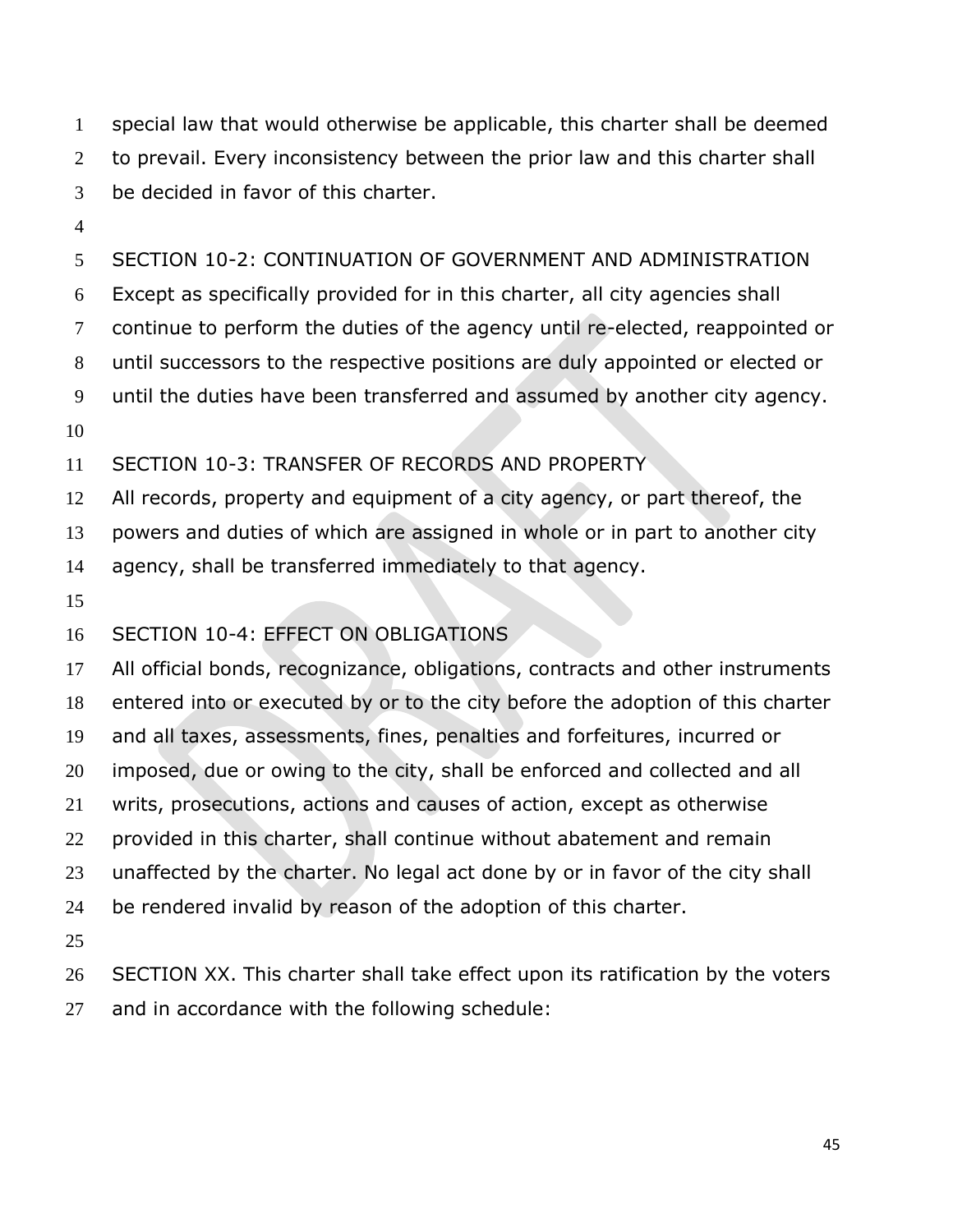special law that would otherwise be applicable, this charter shall be deemed to prevail. Every inconsistency between the prior law and this charter shall be decided in favor of this charter.

SECTION 10-2: CONTINUATION OF GOVERNMENT AND ADMINISTRATION

Except as specifically provided for in this charter, all city agencies shall continue to perform the duties of the agency until re-elected, reappointed or until successors to the respective positions are duly appointed or elected or until the duties have been transferred and assumed by another city agency.

SECTION 10-3: TRANSFER OF RECORDS AND PROPERTY

All records, property and equipment of a city agency, or part thereof, the powers and duties of which are assigned in whole or in part to another city agency, shall be transferred immediately to that agency.

SECTION 10-4: EFFECT ON OBLIGATIONS

All official bonds, recognizance, obligations, contracts and other instruments entered into or executed by or to the city before the adoption of this charter and all taxes, assessments, fines, penalties and forfeitures, incurred or imposed, due or owing to the city, shall be enforced and collected and all writs, prosecutions, actions and causes of action, except as otherwise provided in this charter, shall continue without abatement and remain unaffected by the charter. No legal act done by or in favor of the city shall be rendered invalid by reason of the adoption of this charter.

SECTION XX. This charter shall take effect upon its ratification by the voters and in accordance with the following schedule: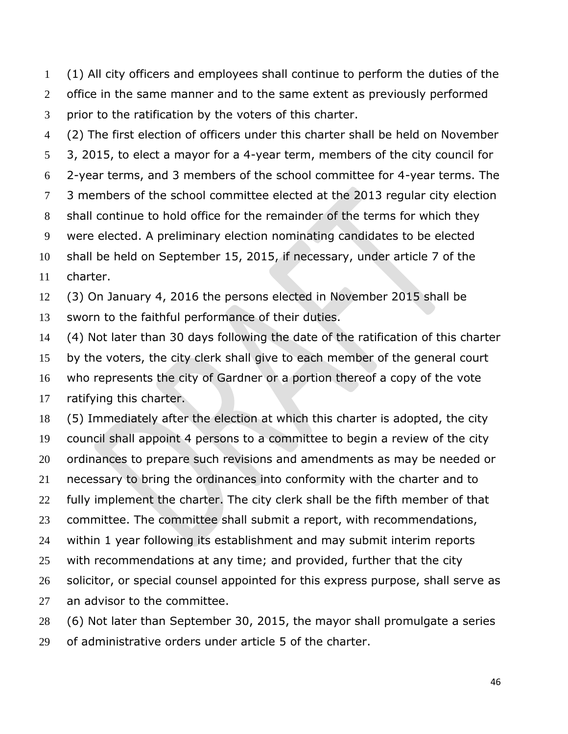(1) All city officers and employees shall continue to perform the duties of the office in the same manner and to the same extent as previously performed prior to the ratification by the voters of this charter.

(2) The first election of officers under this charter shall be held on November 3, 2015, to elect a mayor for a 4-year term, members of the city council for 2-year terms, and 3 members of the school committee for 4-year terms. The 3 members of the school committee elected at the 2013 regular city election shall continue to hold office for the remainder of the terms for which they were elected. A preliminary election nominating candidates to be elected shall be held on September 15, 2015, if necessary, under article 7 of the charter.

(3) On January 4, 2016 the persons elected in November 2015 shall be sworn to the faithful performance of their duties.

(4) Not later than 30 days following the date of the ratification of this charter by the voters, the city clerk shall give to each member of the general court who represents the city of Gardner or a portion thereof a copy of the vote ratifying this charter.

(5) Immediately after the election at which this charter is adopted, the city council shall appoint 4 persons to a committee to begin a review of the city ordinances to prepare such revisions and amendments as may be needed or necessary to bring the ordinances into conformity with the charter and to fully implement the charter. The city clerk shall be the fifth member of that committee. The committee shall submit a report, with recommendations, within 1 year following its establishment and may submit interim reports with recommendations at any time; and provided, further that the city solicitor, or special counsel appointed for this express purpose, shall serve as an advisor to the committee.

(6) Not later than September 30, 2015, the mayor shall promulgate a series of administrative orders under article 5 of the charter.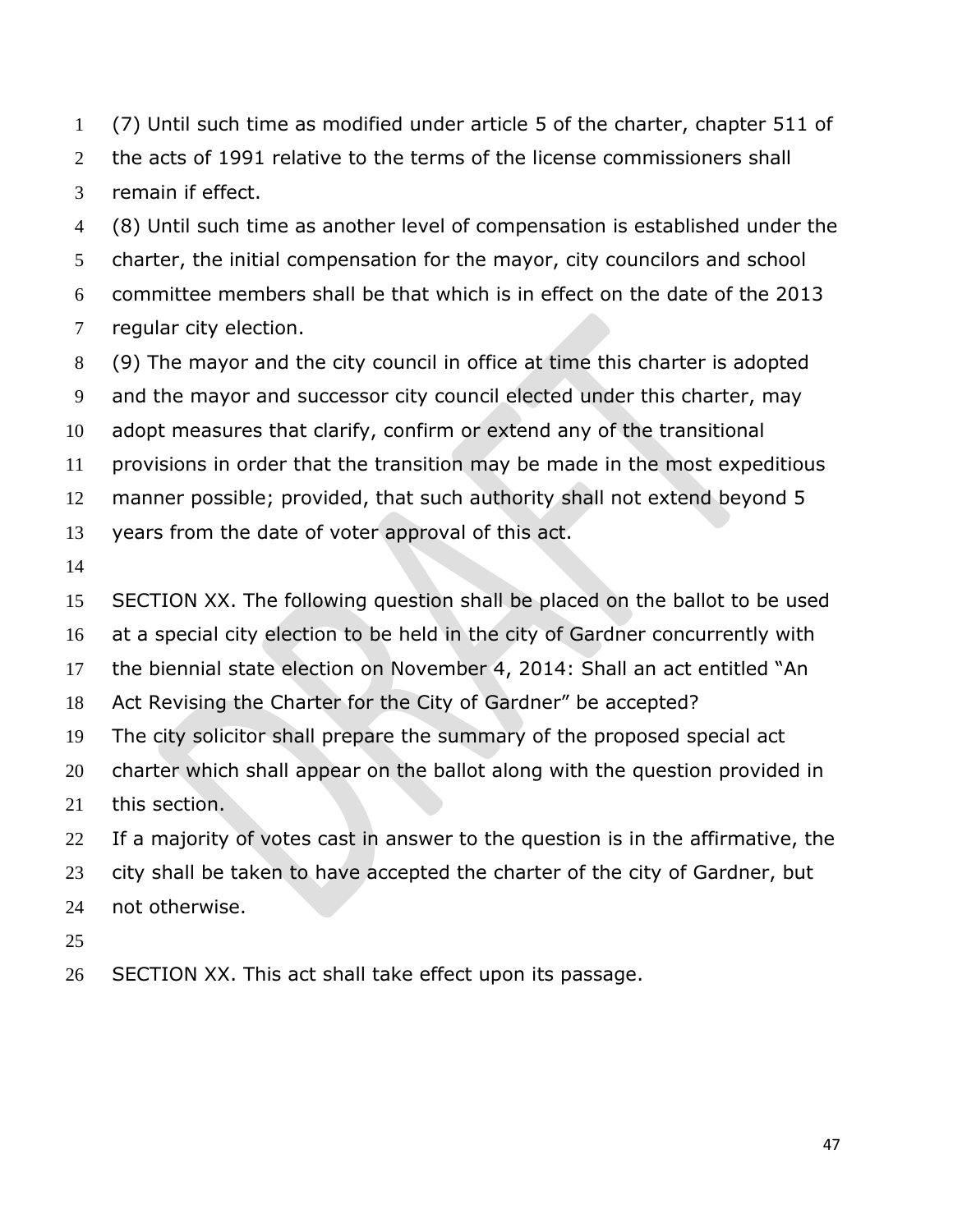(7) Until such time as modified under article 5 of the charter, chapter 511 of the acts of 1991 relative to the terms of the license commissioners shall remain if effect.

(8) Until such time as another level of compensation is established under the charter, the initial compensation for the mayor, city councilors and school committee members shall be that which is in effect on the date of the 2013 regular city election.

(9) The mayor and the city council in office at time this charter is adopted and the mayor and successor city council elected under this charter, may adopt measures that clarify, confirm or extend any of the transitional provisions in order that the transition may be made in the most expeditious manner possible; provided, that such authority shall not extend beyond 5 years from the date of voter approval of this act.

SECTION XX. The following question shall be placed on the ballot to be used at a special city election to be held in the city of Gardner concurrently with the biennial state election on November 4, 2014: Shall an act entitled "An Act Revising the Charter for the City of Gardner" be accepted?

The city solicitor shall prepare the summary of the proposed special act charter which shall appear on the ballot along with the question provided in this section.

If a majority of votes cast in answer to the question is in the affirmative, the city shall be taken to have accepted the charter of the city of Gardner, but not otherwise.

SECTION XX. This act shall take effect upon its passage.